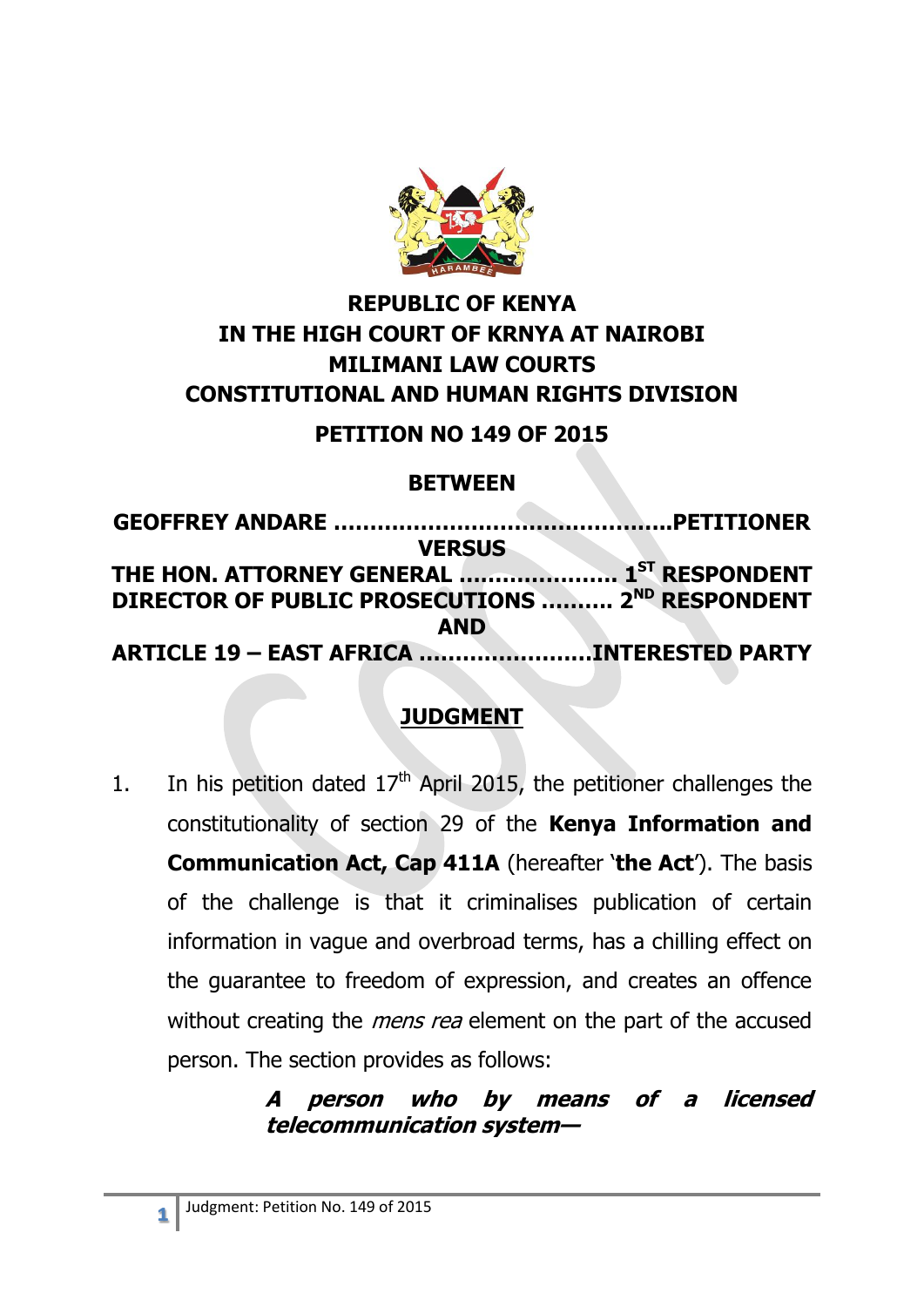**REPUBLIC OF KENYA**
**IN THE HIGH COURT OF KRNYA AT NAIROBI**
**MILIMANI LAW COURTS**
**CONSTITUTIONAL AND HUMAN RIGHTS DIVISION**

**PETITION NO 149 OF 2015**

**BETWEEN**

**GEOFFREY ANDARE .............................................PETITIONER**

**VERSUS**

**THE HON. ATTORNEY GENERAL ..................... 1ST RESPONDENT**
**DIRECTOR OF PUBLIC PROSECUTIONS .......... 2ND RESPONDENT**

**AND**

**ARTICLE 19 – EAST AFRICA .......................INTERESTED PARTY**

## JUDGMENT

1. In his petition dated 17th April 2015, the petitioner challenges the constitutionality of section 29 of the **Kenya Information and Communication Act, Cap 411A** (hereafter '**the Act**'). The basis of the challenge is that it criminalises publication of certain information in vague and overbroad terms, has a chilling effect on the guarantee to freedom of expression, and creates an offence without creating the *mens rea* element on the part of the accused person. The section provides as follows:

> ***A person who by means of a licensed telecommunication system—***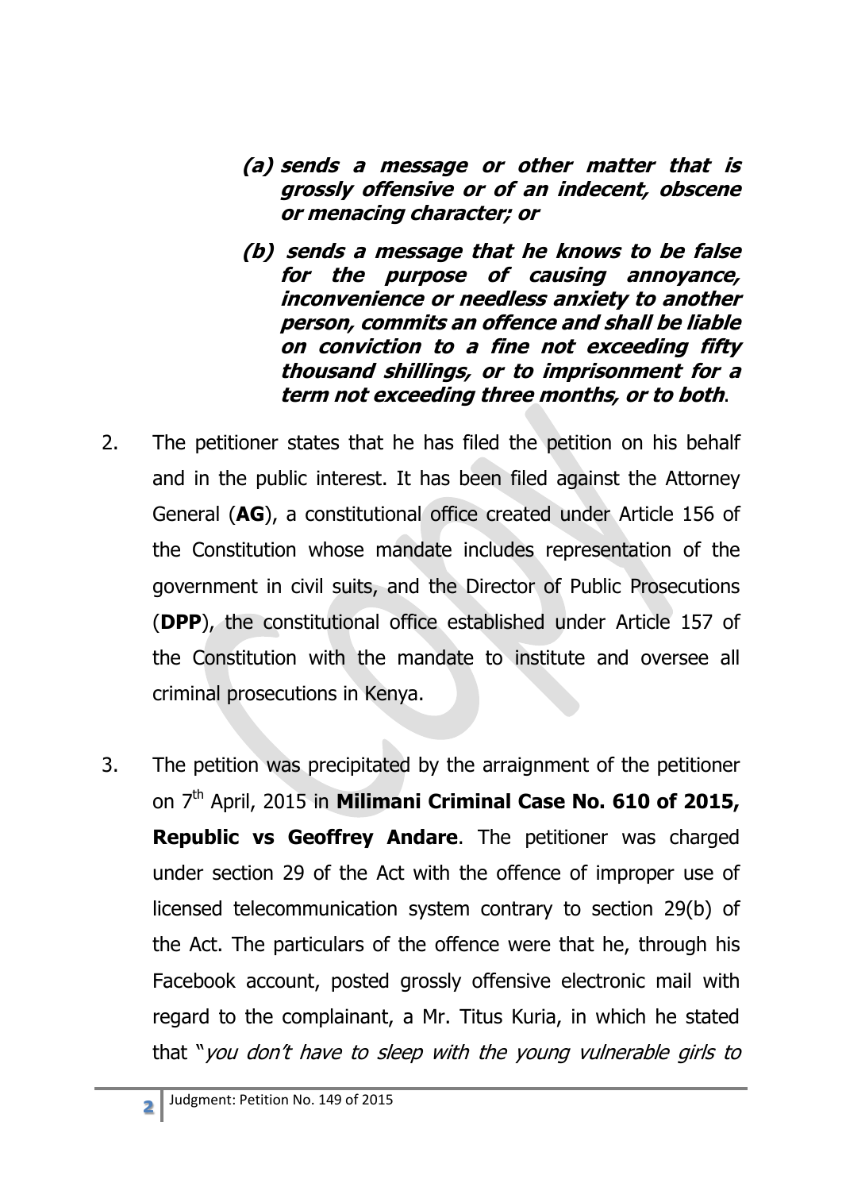> ***(a) sends a message or other matter that is grossly offensive or of an indecent, obscene or menacing character; or***
>
> ***(b) sends a message that he knows to be false for the purpose of causing annoyance, inconvenience or needless anxiety to another person, commits an offence and shall be liable on conviction to a fine not exceeding fifty thousand shillings, or to imprisonment for a term not exceeding three months, or to both***.

2. The petitioner states that he has filed the petition on his behalf and in the public interest. It has been filed against the Attorney General (**AG**), a constitutional office created under Article 156 of the Constitution whose mandate includes representation of the government in civil suits, and the Director of Public Prosecutions (**DPP**), the constitutional office established under Article 157 of the Constitution with the mandate to institute and oversee all criminal prosecutions in Kenya.

3. The petition was precipitated by the arraignment of the petitioner on 7th April, 2015 in **Milimani Criminal Case No. 610 of 2015, Republic vs Geoffrey Andare**. The petitioner was charged under section 29 of the Act with the offence of improper use of licensed telecommunication system contrary to section 29(b) of the Act. The particulars of the offence were that he, through his Facebook account, posted grossly offensive electronic mail with regard to the complainant, a Mr. Titus Kuria, in which he stated that "*you don't have to sleep with the young vulnerable girls to*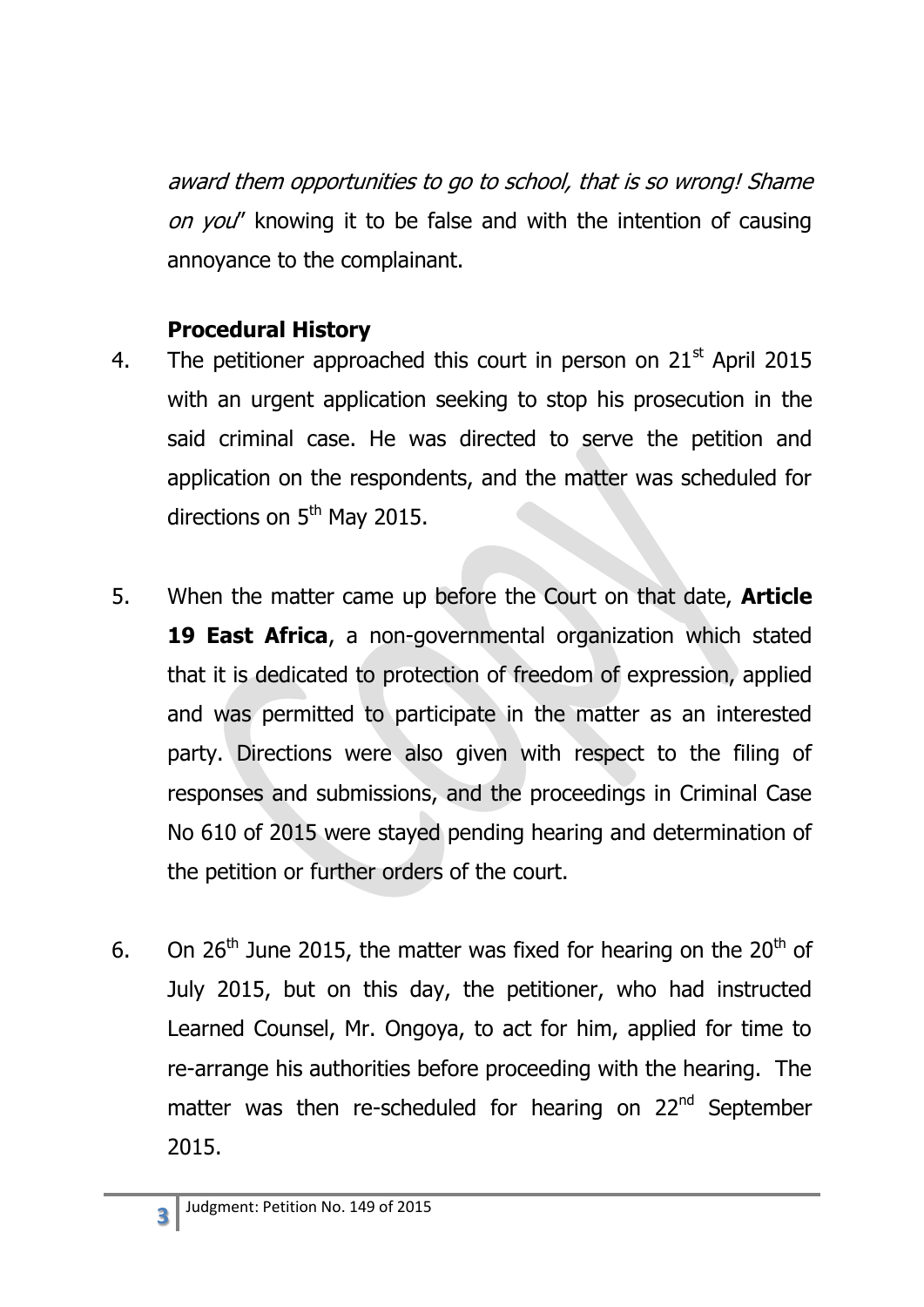*award them opportunities to go to school, that is so wrong! Shame on you*" knowing it to be false and with the intention of causing annoyance to the complainant.

**Procedural History**

4. The petitioner approached this court in person on 21st April 2015 with an urgent application seeking to stop his prosecution in the said criminal case. He was directed to serve the petition and application on the respondents, and the matter was scheduled for directions on 5th May 2015.

5. When the matter came up before the Court on that date, **Article 19 East Africa**, a non-governmental organization which stated that it is dedicated to protection of freedom of expression, applied and was permitted to participate in the matter as an interested party. Directions were also given with respect to the filing of responses and submissions, and the proceedings in Criminal Case No 610 of 2015 were stayed pending hearing and determination of the petition or further orders of the court.

6. On 26th June 2015, the matter was fixed for hearing on the 20th of July 2015, but on this day, the petitioner, who had instructed Learned Counsel, Mr. Ongoya, to act for him, applied for time to re-arrange his authorities before proceeding with the hearing. The matter was then re-scheduled for hearing on 22nd September 2015.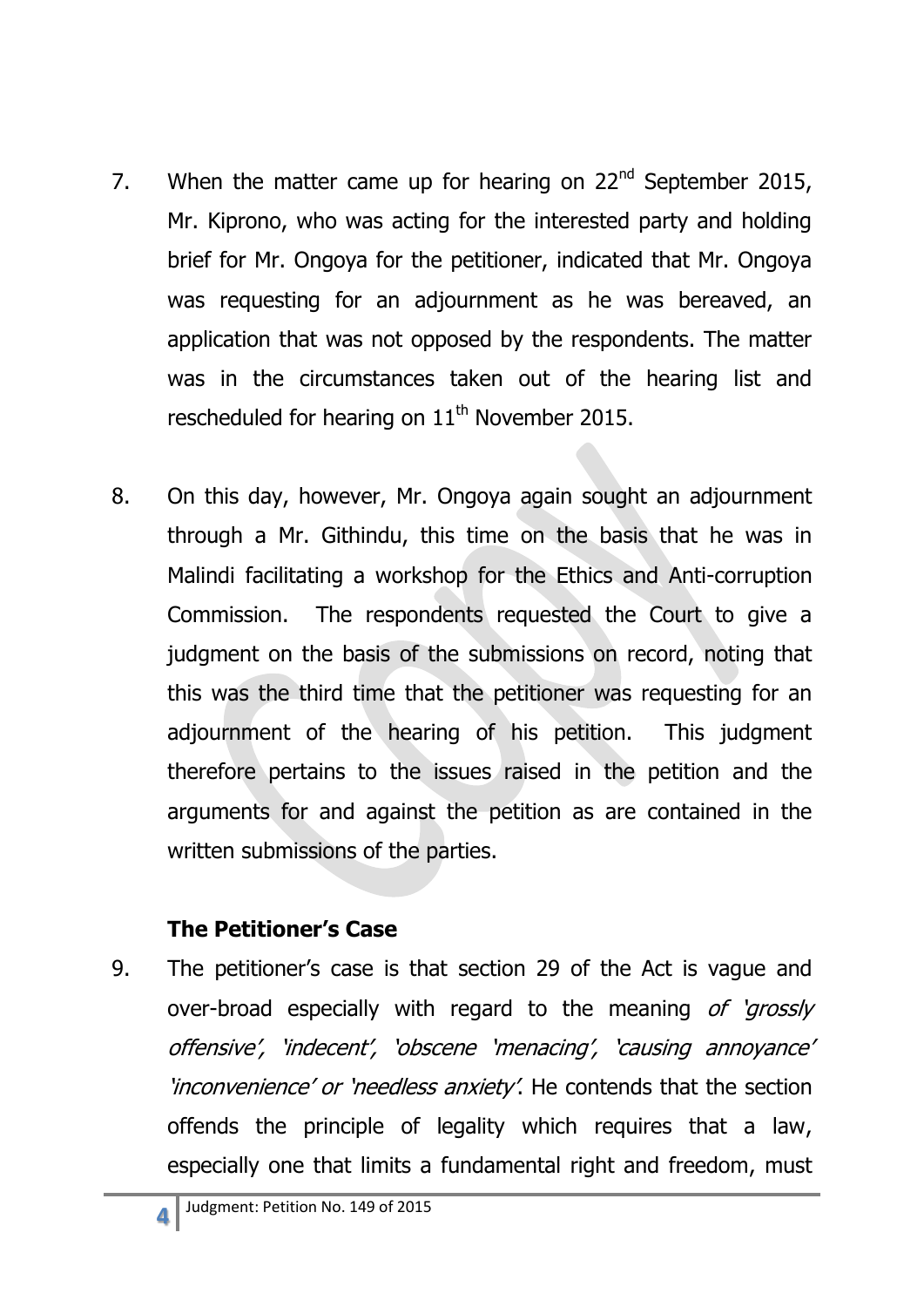7. When the matter came up for hearing on 22nd September 2015, Mr. Kiprono, who was acting for the interested party and holding brief for Mr. Ongoya for the petitioner, indicated that Mr. Ongoya was requesting for an adjournment as he was bereaved, an application that was not opposed by the respondents. The matter was in the circumstances taken out of the hearing list and rescheduled for hearing on 11th November 2015.

8. On this day, however, Mr. Ongoya again sought an adjournment through a Mr. Githindu, this time on the basis that he was in Malindi facilitating a workshop for the Ethics and Anti-corruption Commission. The respondents requested the Court to give a judgment on the basis of the submissions on record, noting that this was the third time that the petitioner was requesting for an adjournment of the hearing of his petition. This judgment therefore pertains to the issues raised in the petition and the arguments for and against the petition as are contained in the written submissions of the parties.

**The Petitioner's Case**

9. The petitioner's case is that section 29 of the Act is vague and over-broad especially with regard to the meaning *of 'grossly offensive', 'indecent', 'obscene 'menacing', 'causing annoyance' 'inconvenience' or 'needless anxiety'*. He contends that the section offends the principle of legality which requires that a law, especially one that limits a fundamental right and freedom, must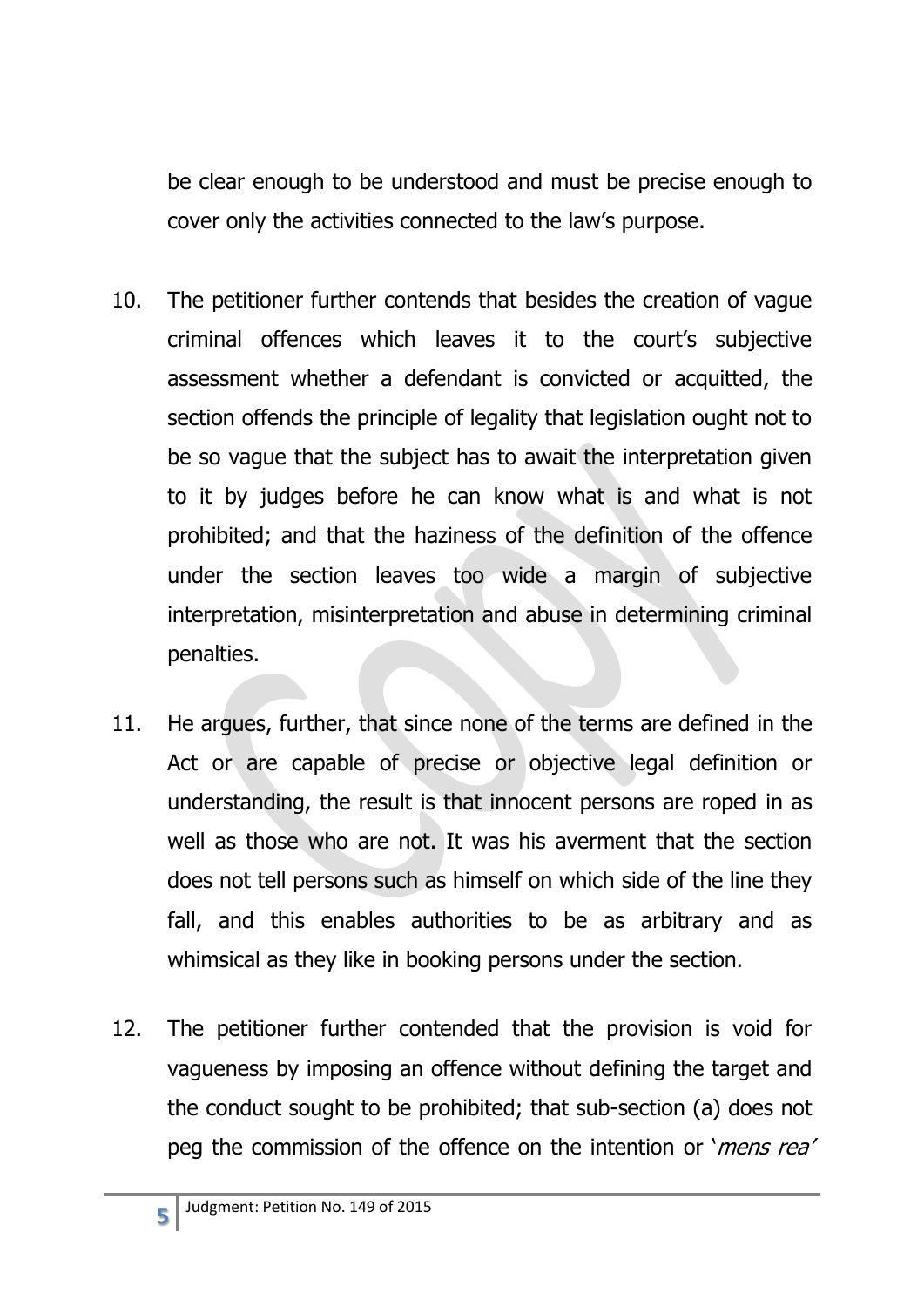be clear enough to be understood and must be precise enough to cover only the activities connected to the law's purpose.

10. The petitioner further contends that besides the creation of vague criminal offences which leaves it to the court's subjective assessment whether a defendant is convicted or acquitted, the section offends the principle of legality that legislation ought not to be so vague that the subject has to await the interpretation given to it by judges before he can know what is and what is not prohibited; and that the haziness of the definition of the offence under the section leaves too wide a margin of subjective interpretation, misinterpretation and abuse in determining criminal penalties.

11. He argues, further, that since none of the terms are defined in the Act or are capable of precise or objective legal definition or understanding, the result is that innocent persons are roped in as well as those who are not. It was his averment that the section does not tell persons such as himself on which side of the line they fall, and this enables authorities to be as arbitrary and as whimsical as they like in booking persons under the section.

12. The petitioner further contended that the provision is void for vagueness by imposing an offence without defining the target and the conduct sought to be prohibited; that sub-section (a) does not peg the commission of the offence on the intention or '*mens rea*'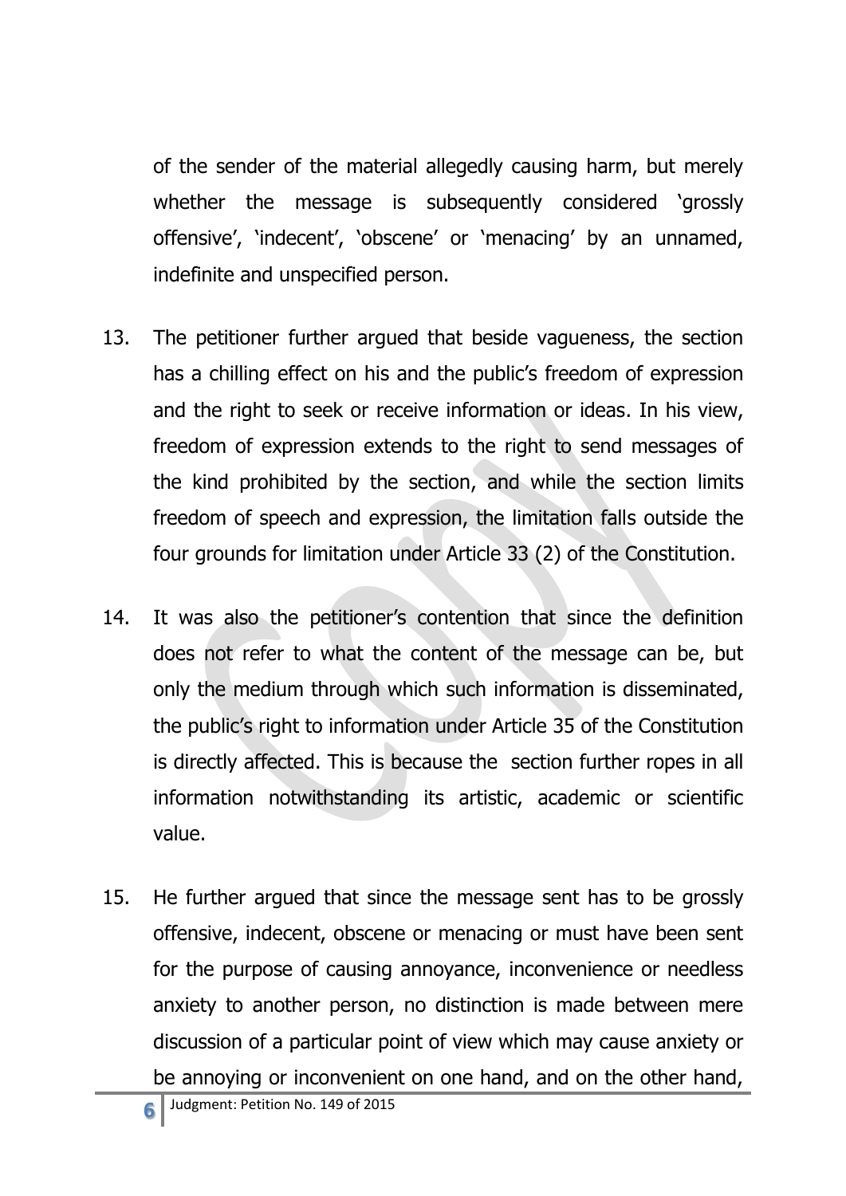of the sender of the material allegedly causing harm, but merely whether the message is subsequently considered 'grossly offensive', 'indecent', 'obscene' or 'menacing' by an unnamed, indefinite and unspecified person.

13. The petitioner further argued that beside vagueness, the section has a chilling effect on his and the public's freedom of expression and the right to seek or receive information or ideas. In his view, freedom of expression extends to the right to send messages of the kind prohibited by the section, and while the section limits freedom of speech and expression, the limitation falls outside the four grounds for limitation under Article 33 (2) of the Constitution.

14. It was also the petitioner's contention that since the definition does not refer to what the content of the message can be, but only the medium through which such information is disseminated, the public's right to information under Article 35 of the Constitution is directly affected. This is because the section further ropes in all information notwithstanding its artistic, academic or scientific value.

15. He further argued that since the message sent has to be grossly offensive, indecent, obscene or menacing or must have been sent for the purpose of causing annoyance, inconvenience or needless anxiety to another person, no distinction is made between mere discussion of a particular point of view which may cause anxiety or be annoying or inconvenient on one hand, and on the other hand,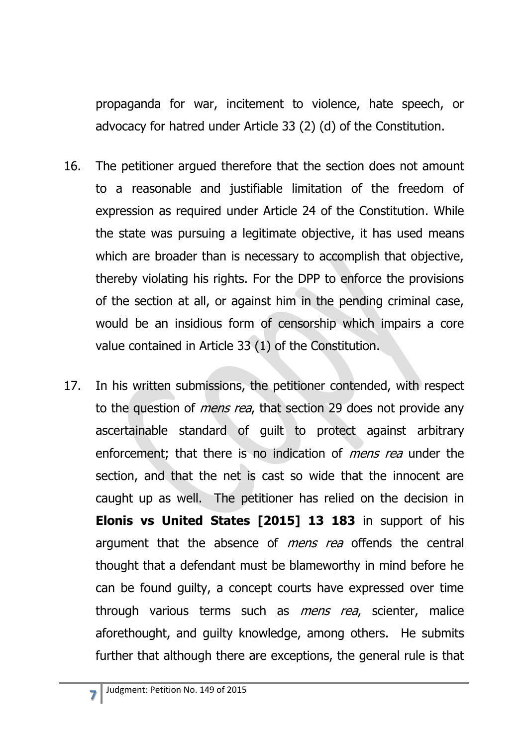propaganda for war, incitement to violence, hate speech, or advocacy for hatred under Article 33 (2) (d) of the Constitution.

16. The petitioner argued therefore that the section does not amount to a reasonable and justifiable limitation of the freedom of expression as required under Article 24 of the Constitution. While the state was pursuing a legitimate objective, it has used means which are broader than is necessary to accomplish that objective, thereby violating his rights. For the DPP to enforce the provisions of the section at all, or against him in the pending criminal case, would be an insidious form of censorship which impairs a core value contained in Article 33 (1) of the Constitution.

17. In his written submissions, the petitioner contended, with respect to the question of *mens rea*, that section 29 does not provide any ascertainable standard of guilt to protect against arbitrary enforcement; that there is no indication of *mens rea* under the section, and that the net is cast so wide that the innocent are caught up as well. The petitioner has relied on the decision in **Elonis vs United States [2015] 13 183** in support of his argument that the absence of *mens rea* offends the central thought that a defendant must be blameworthy in mind before he can be found guilty, a concept courts have expressed over time through various terms such as *mens rea*, scienter, malice aforethought, and guilty knowledge, among others. He submits further that although there are exceptions, the general rule is that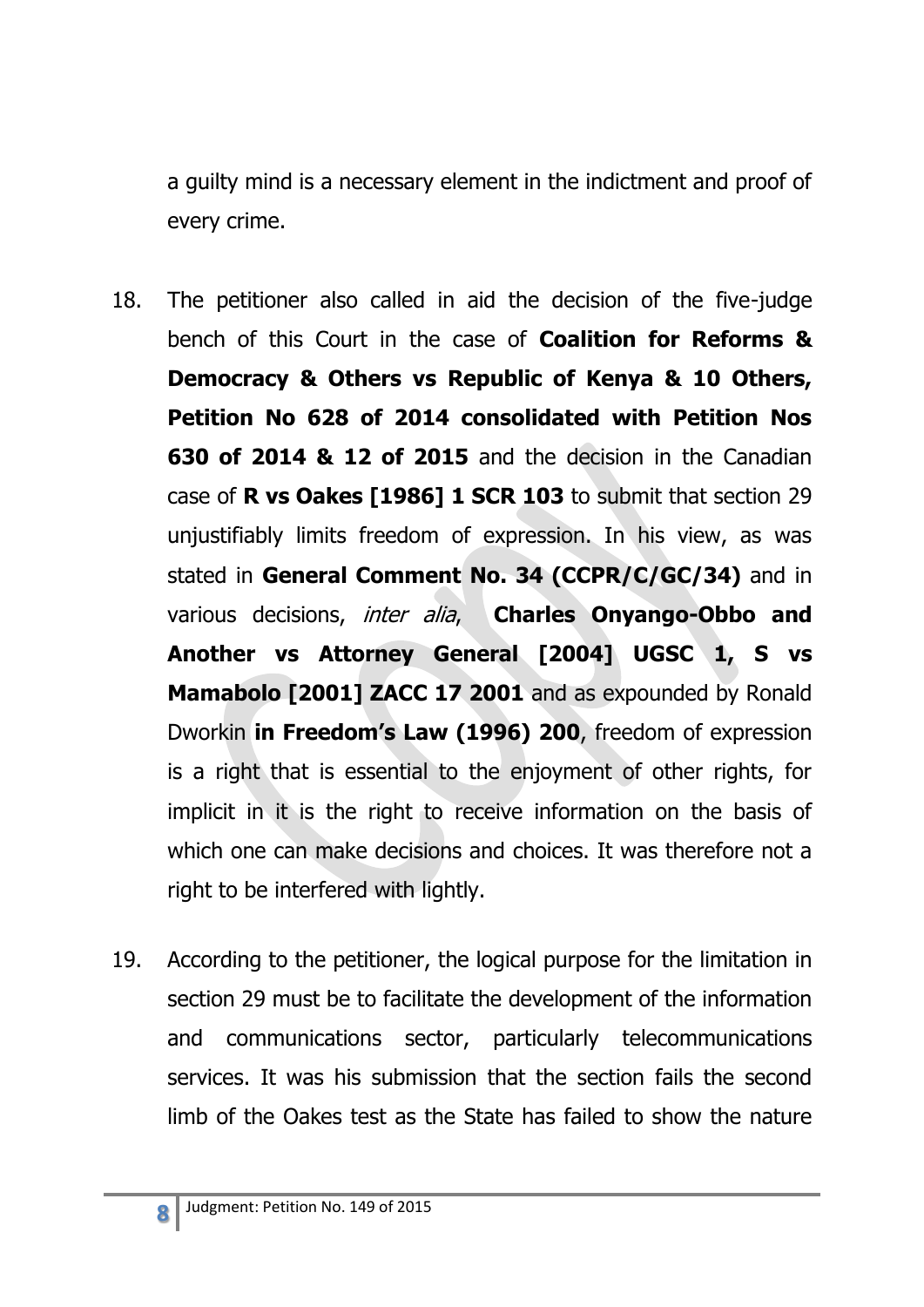a guilty mind is a necessary element in the indictment and proof of every crime.

18. The petitioner also called in aid the decision of the five-judge bench of this Court in the case of **Coalition for Reforms & Democracy & Others vs Republic of Kenya & 10 Others, Petition No 628 of 2014 consolidated with Petition Nos 630 of 2014 & 12 of 2015** and the decision in the Canadian case of **R vs Oakes [1986] 1 SCR 103** to submit that section 29 unjustifiably limits freedom of expression. In his view, as was stated in **General Comment No. 34 (CCPR/C/GC/34)** and in various decisions, *inter alia*, **Charles Onyango-Obbo and Another vs Attorney General [2004] UGSC 1, S vs Mamabolo [2001] ZACC 17 2001** and as expounded by Ronald Dworkin **in Freedom's Law (1996) 200**, freedom of expression is a right that is essential to the enjoyment of other rights, for implicit in it is the right to receive information on the basis of which one can make decisions and choices. It was therefore not a right to be interfered with lightly.

19. According to the petitioner, the logical purpose for the limitation in section 29 must be to facilitate the development of the information and communications sector, particularly telecommunications services. It was his submission that the section fails the second limb of the Oakes test as the State has failed to show the nature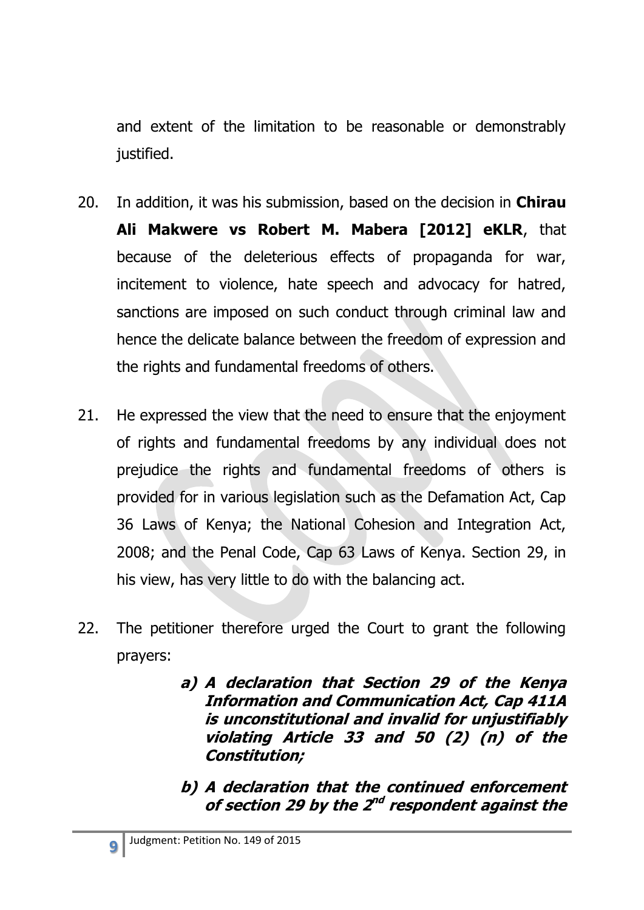and extent of the limitation to be reasonable or demonstrably justified.

20. In addition, it was his submission, based on the decision in **Chirau Ali Makwere vs Robert M. Mabera [2012] eKLR**, that because of the deleterious effects of propaganda for war, incitement to violence, hate speech and advocacy for hatred, sanctions are imposed on such conduct through criminal law and hence the delicate balance between the freedom of expression and the rights and fundamental freedoms of others.

21. He expressed the view that the need to ensure that the enjoyment of rights and fundamental freedoms by any individual does not prejudice the rights and fundamental freedoms of others is provided for in various legislation such as the Defamation Act, Cap 36 Laws of Kenya; the National Cohesion and Integration Act, 2008; and the Penal Code, Cap 63 Laws of Kenya. Section 29, in his view, has very little to do with the balancing act.

22. The petitioner therefore urged the Court to grant the following prayers:

    ***a) A declaration that Section 29 of the Kenya Information and Communication Act, Cap 411A is unconstitutional and invalid for unjustifiably violating Article 33 and 50 (2) (n) of the Constitution;***

    ***b) A declaration that the continued enforcement of section 29 by the 2nd respondent against the***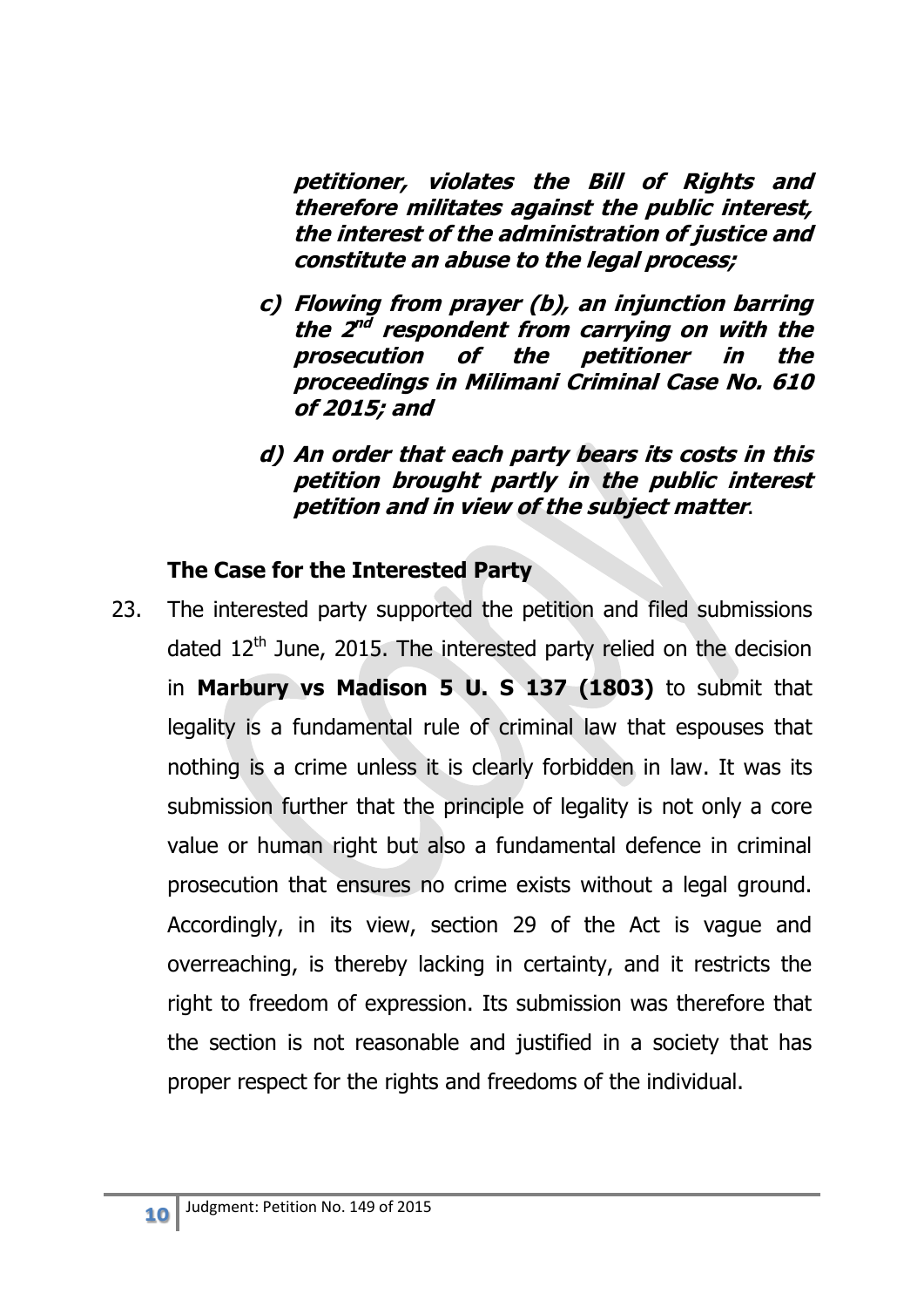***petitioner, violates the Bill of Rights and therefore militates against the public interest, the interest of the administration of justice and constitute an abuse to the legal process;***

***c) Flowing from prayer (b), an injunction barring the 2nd respondent from carrying on with the prosecution of the petitioner in the proceedings in Milimani Criminal Case No. 610 of 2015; and***

***d) An order that each party bears its costs in this petition brought partly in the public interest petition and in view of the subject matter***.

**The Case for the Interested Party**

23. The interested party supported the petition and filed submissions dated 12th June, 2015. The interested party relied on the decision in **Marbury vs Madison 5 U. S 137 (1803)** to submit that legality is a fundamental rule of criminal law that espouses that nothing is a crime unless it is clearly forbidden in law. It was its submission further that the principle of legality is not only a core value or human right but also a fundamental defence in criminal prosecution that ensures no crime exists without a legal ground. Accordingly, in its view, section 29 of the Act is vague and overreaching, is thereby lacking in certainty, and it restricts the right to freedom of expression. Its submission was therefore that the section is not reasonable and justified in a society that has proper respect for the rights and freedoms of the individual.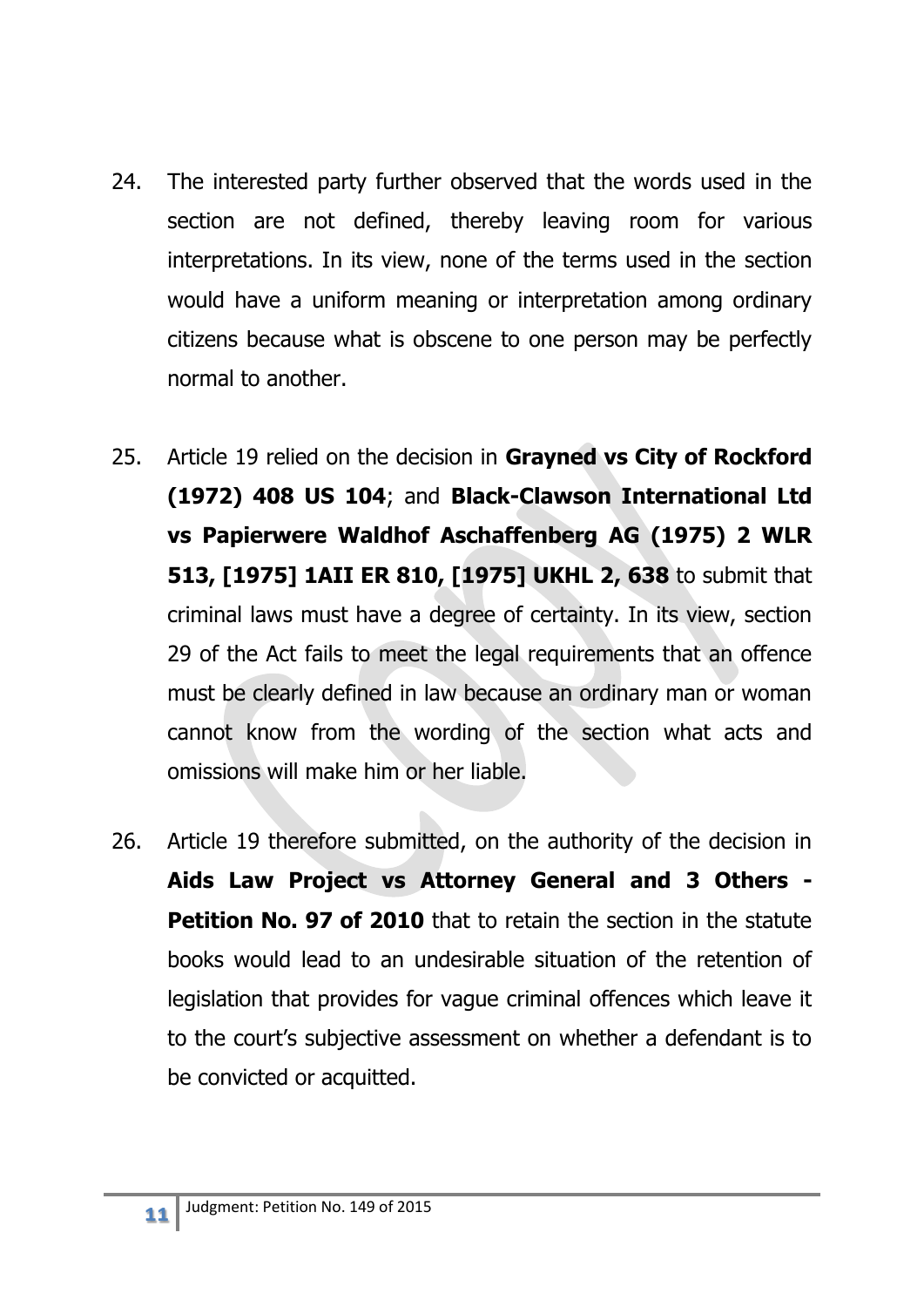24. The interested party further observed that the words used in the section are not defined, thereby leaving room for various interpretations. In its view, none of the terms used in the section would have a uniform meaning or interpretation among ordinary citizens because what is obscene to one person may be perfectly normal to another.

25. Article 19 relied on the decision in **Grayned vs City of Rockford (1972) 408 US 104**; and **Black-Clawson International Ltd vs Papierwere Waldhof Aschaffenberg AG (1975) 2 WLR 513, [1975] 1AII ER 810, [1975] UKHL 2, 638** to submit that criminal laws must have a degree of certainty. In its view, section 29 of the Act fails to meet the legal requirements that an offence must be clearly defined in law because an ordinary man or woman cannot know from the wording of the section what acts and omissions will make him or her liable.

26. Article 19 therefore submitted, on the authority of the decision in **Aids Law Project vs Attorney General and 3 Others - Petition No. 97 of 2010** that to retain the section in the statute books would lead to an undesirable situation of the retention of legislation that provides for vague criminal offences which leave it to the court's subjective assessment on whether a defendant is to be convicted or acquitted.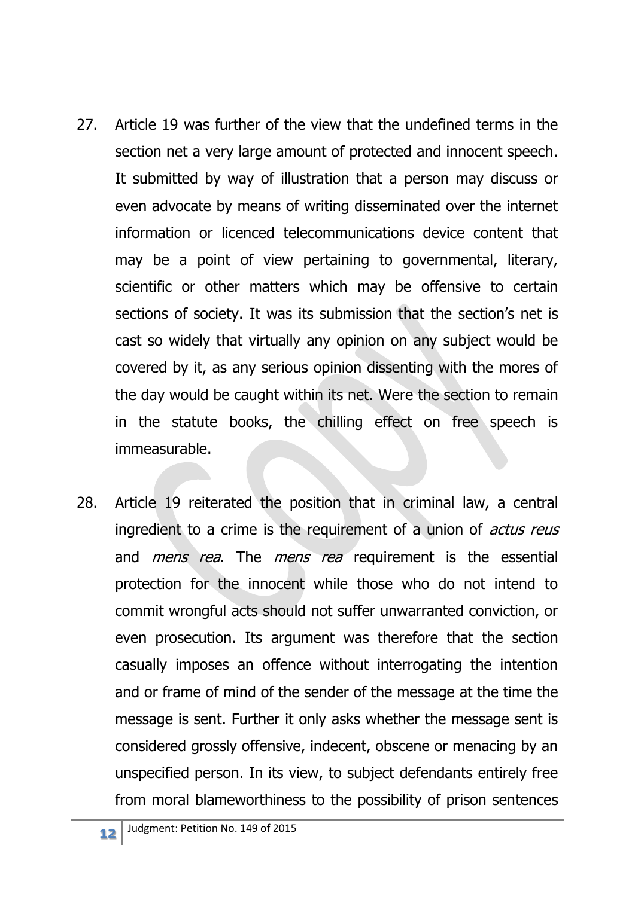27. Article 19 was further of the view that the undefined terms in the section net a very large amount of protected and innocent speech. It submitted by way of illustration that a person may discuss or even advocate by means of writing disseminated over the internet information or licenced telecommunications device content that may be a point of view pertaining to governmental, literary, scientific or other matters which may be offensive to certain sections of society. It was its submission that the section's net is cast so widely that virtually any opinion on any subject would be covered by it, as any serious opinion dissenting with the mores of the day would be caught within its net. Were the section to remain in the statute books, the chilling effect on free speech is immeasurable.

28. Article 19 reiterated the position that in criminal law, a central ingredient to a crime is the requirement of a union of *actus reus* and *mens rea*. The *mens rea* requirement is the essential protection for the innocent while those who do not intend to commit wrongful acts should not suffer unwarranted conviction, or even prosecution. Its argument was therefore that the section casually imposes an offence without interrogating the intention and or frame of mind of the sender of the message at the time the message is sent. Further it only asks whether the message sent is considered grossly offensive, indecent, obscene or menacing by an unspecified person. In its view, to subject defendants entirely free from moral blameworthiness to the possibility of prison sentences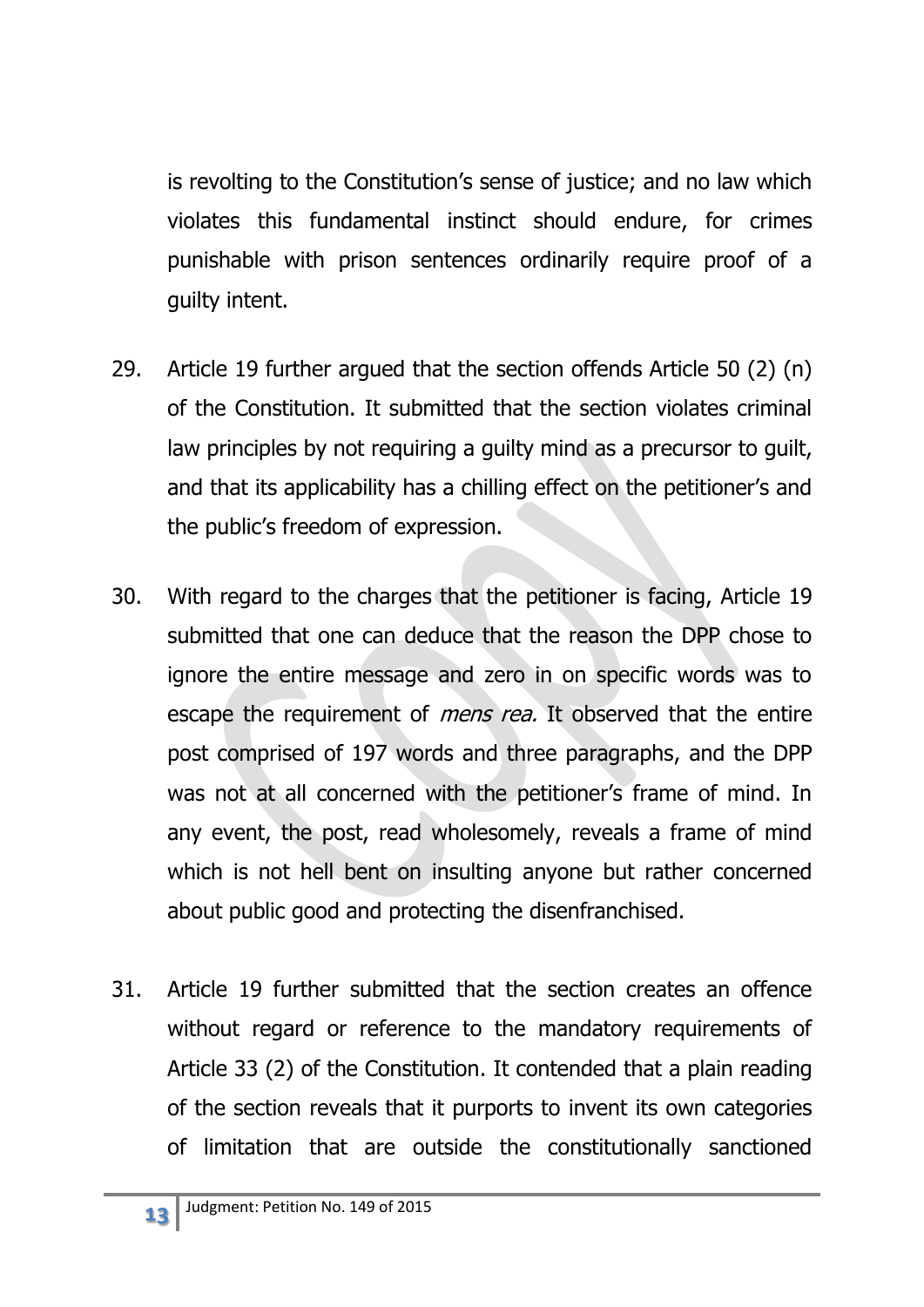is revolting to the Constitution's sense of justice; and no law which violates this fundamental instinct should endure, for crimes punishable with prison sentences ordinarily require proof of a guilty intent.

29. Article 19 further argued that the section offends Article 50 (2) (n) of the Constitution. It submitted that the section violates criminal law principles by not requiring a guilty mind as a precursor to guilt, and that its applicability has a chilling effect on the petitioner's and the public's freedom of expression.

30. With regard to the charges that the petitioner is facing, Article 19 submitted that one can deduce that the reason the DPP chose to ignore the entire message and zero in on specific words was to escape the requirement of *mens rea.* It observed that the entire post comprised of 197 words and three paragraphs, and the DPP was not at all concerned with the petitioner's frame of mind. In any event, the post, read wholesomely, reveals a frame of mind which is not hell bent on insulting anyone but rather concerned about public good and protecting the disenfranchised.

31. Article 19 further submitted that the section creates an offence without regard or reference to the mandatory requirements of Article 33 (2) of the Constitution. It contended that a plain reading of the section reveals that it purports to invent its own categories of limitation that are outside the constitutionally sanctioned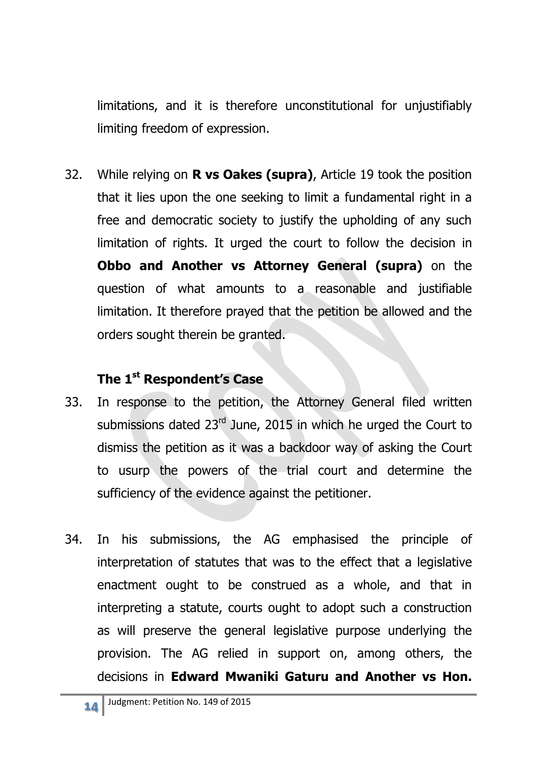limitations, and it is therefore unconstitutional for unjustifiably limiting freedom of expression.

32. While relying on **R vs Oakes (supra)**, Article 19 took the position that it lies upon the one seeking to limit a fundamental right in a free and democratic society to justify the upholding of any such limitation of rights. It urged the court to follow the decision in **Obbo and Another vs Attorney General (supra)** on the question of what amounts to a reasonable and justifiable limitation. It therefore prayed that the petition be allowed and the orders sought therein be granted.

### The 1st Respondent's Case

33. In response to the petition, the Attorney General filed written submissions dated 23rd June, 2015 in which he urged the Court to dismiss the petition as it was a backdoor way of asking the Court to usurp the powers of the trial court and determine the sufficiency of the evidence against the petitioner.

34. In his submissions, the AG emphasised the principle of interpretation of statutes that was to the effect that a legislative enactment ought to be construed as a whole, and that in interpreting a statute, courts ought to adopt such a construction as will preserve the general legislative purpose underlying the provision. The AG relied in support on, among others, the decisions in **Edward Mwaniki Gaturu and Another vs Hon.**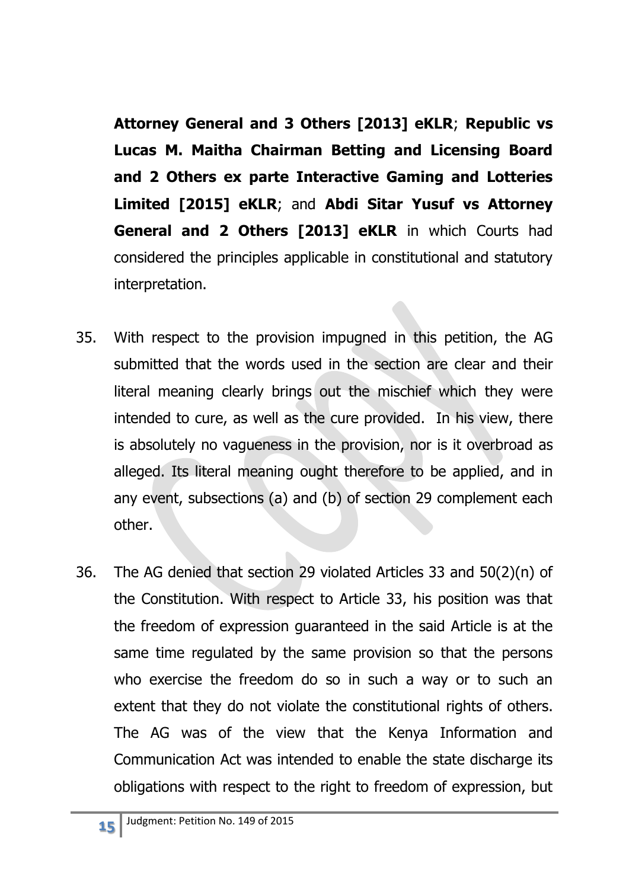**Attorney General and 3 Others [2013] eKLR**; **Republic vs Lucas M. Maitha Chairman Betting and Licensing Board and 2 Others ex parte Interactive Gaming and Lotteries Limited [2015] eKLR**; and **Abdi Sitar Yusuf vs Attorney General and 2 Others [2013] eKLR** in which Courts had considered the principles applicable in constitutional and statutory interpretation.

35. With respect to the provision impugned in this petition, the AG submitted that the words used in the section are clear and their literal meaning clearly brings out the mischief which they were intended to cure, as well as the cure provided. In his view, there is absolutely no vagueness in the provision, nor is it overbroad as alleged. Its literal meaning ought therefore to be applied, and in any event, subsections (a) and (b) of section 29 complement each other.

36. The AG denied that section 29 violated Articles 33 and 50(2)(n) of the Constitution. With respect to Article 33, his position was that the freedom of expression guaranteed in the said Article is at the same time regulated by the same provision so that the persons who exercise the freedom do so in such a way or to such an extent that they do not violate the constitutional rights of others. The AG was of the view that the Kenya Information and Communication Act was intended to enable the state discharge its obligations with respect to the right to freedom of expression, but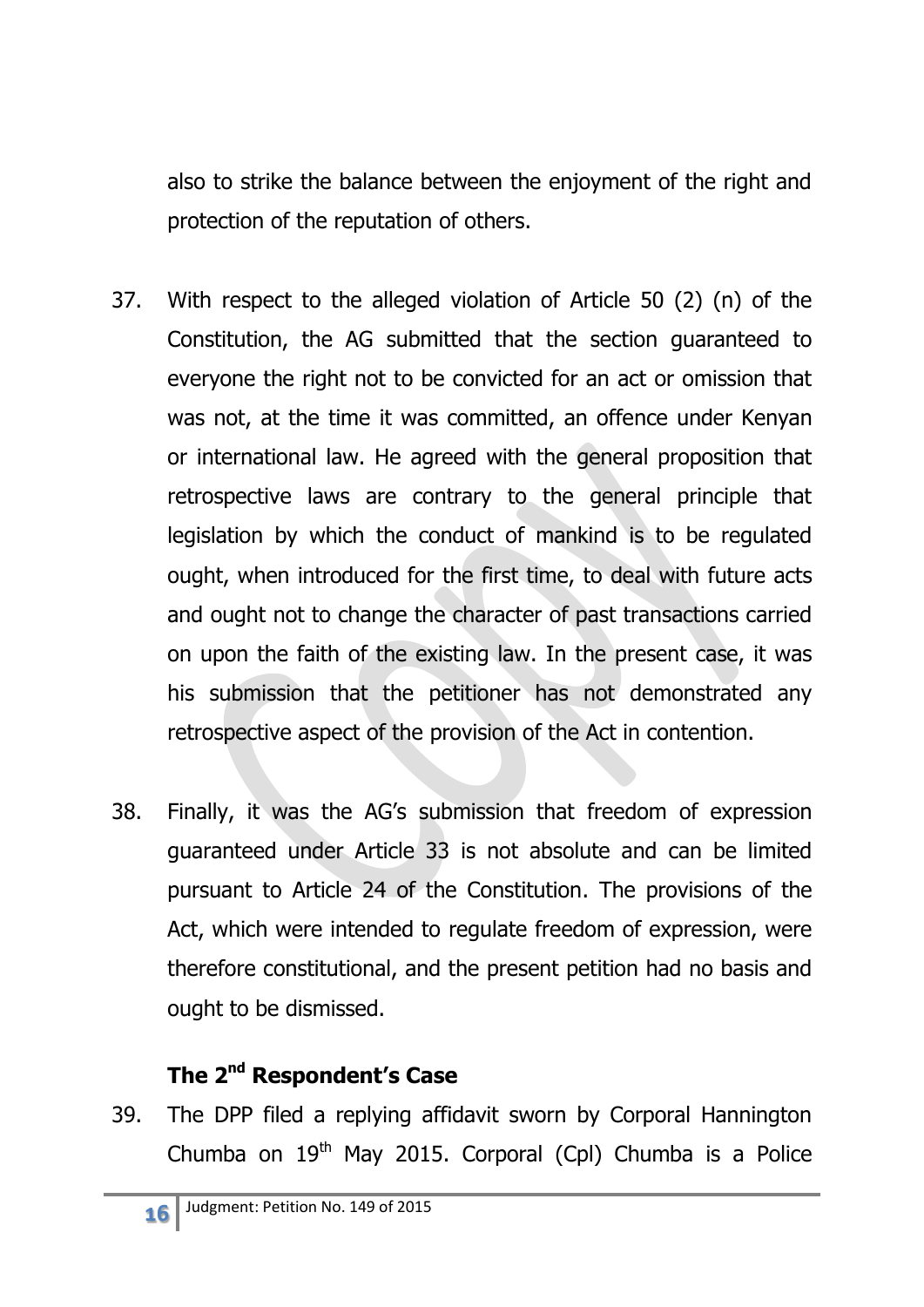also to strike the balance between the enjoyment of the right and protection of the reputation of others.

37. With respect to the alleged violation of Article 50 (2) (n) of the Constitution, the AG submitted that the section guaranteed to everyone the right not to be convicted for an act or omission that was not, at the time it was committed, an offence under Kenyan or international law. He agreed with the general proposition that retrospective laws are contrary to the general principle that legislation by which the conduct of mankind is to be regulated ought, when introduced for the first time, to deal with future acts and ought not to change the character of past transactions carried on upon the faith of the existing law. In the present case, it was his submission that the petitioner has not demonstrated any retrospective aspect of the provision of the Act in contention.

38. Finally, it was the AG's submission that freedom of expression guaranteed under Article 33 is not absolute and can be limited pursuant to Article 24 of the Constitution. The provisions of the Act, which were intended to regulate freedom of expression, were therefore constitutional, and the present petition had no basis and ought to be dismissed.

**The 2nd Respondent's Case**

39. The DPP filed a replying affidavit sworn by Corporal Hannington Chumba on 19th May 2015. Corporal (Cpl) Chumba is a Police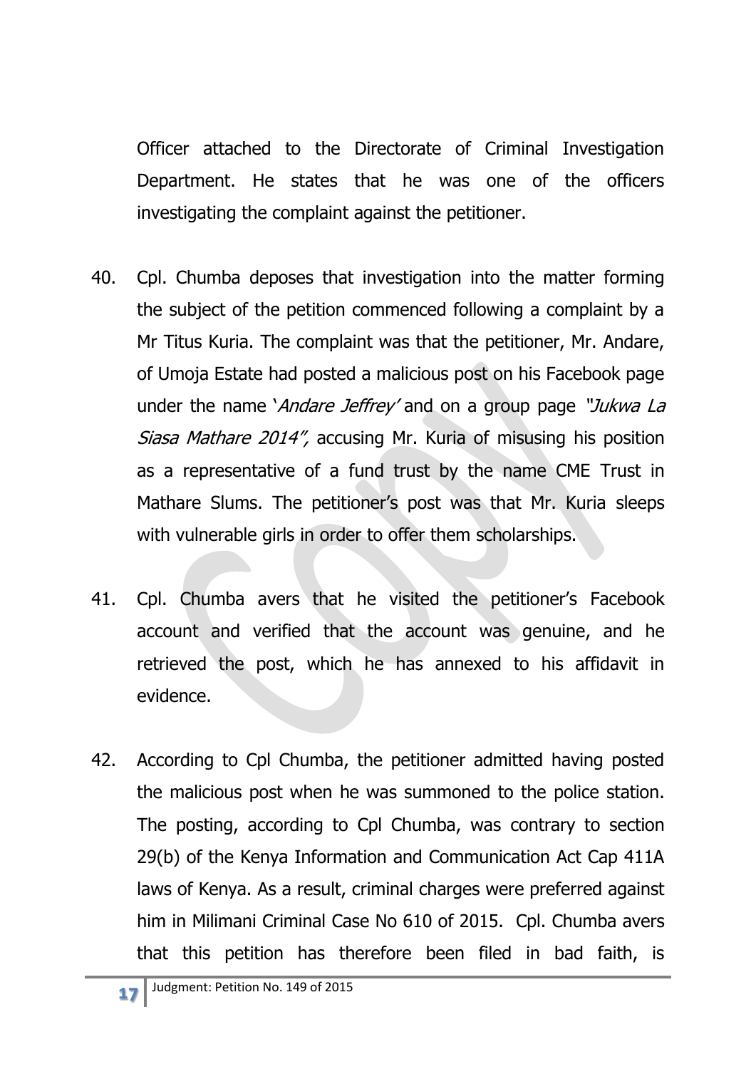Officer attached to the Directorate of Criminal Investigation Department. He states that he was one of the officers investigating the complaint against the petitioner.

40. Cpl. Chumba deposes that investigation into the matter forming the subject of the petition commenced following a complaint by a Mr Titus Kuria. The complaint was that the petitioner, Mr. Andare, of Umoja Estate had posted a malicious post on his Facebook page under the name '*Andare Jeffrey*' and on a group page *"Jukwa La Siasa Mathare 2014",* accusing Mr. Kuria of misusing his position as a representative of a fund trust by the name CME Trust in Mathare Slums. The petitioner's post was that Mr. Kuria sleeps with vulnerable girls in order to offer them scholarships.

41. Cpl. Chumba avers that he visited the petitioner's Facebook account and verified that the account was genuine, and he retrieved the post, which he has annexed to his affidavit in evidence.

42. According to Cpl Chumba, the petitioner admitted having posted the malicious post when he was summoned to the police station. The posting, according to Cpl Chumba, was contrary to section 29(b) of the Kenya Information and Communication Act Cap 411A laws of Kenya. As a result, criminal charges were preferred against him in Milimani Criminal Case No 610 of 2015. Cpl. Chumba avers that this petition has therefore been filed in bad faith, is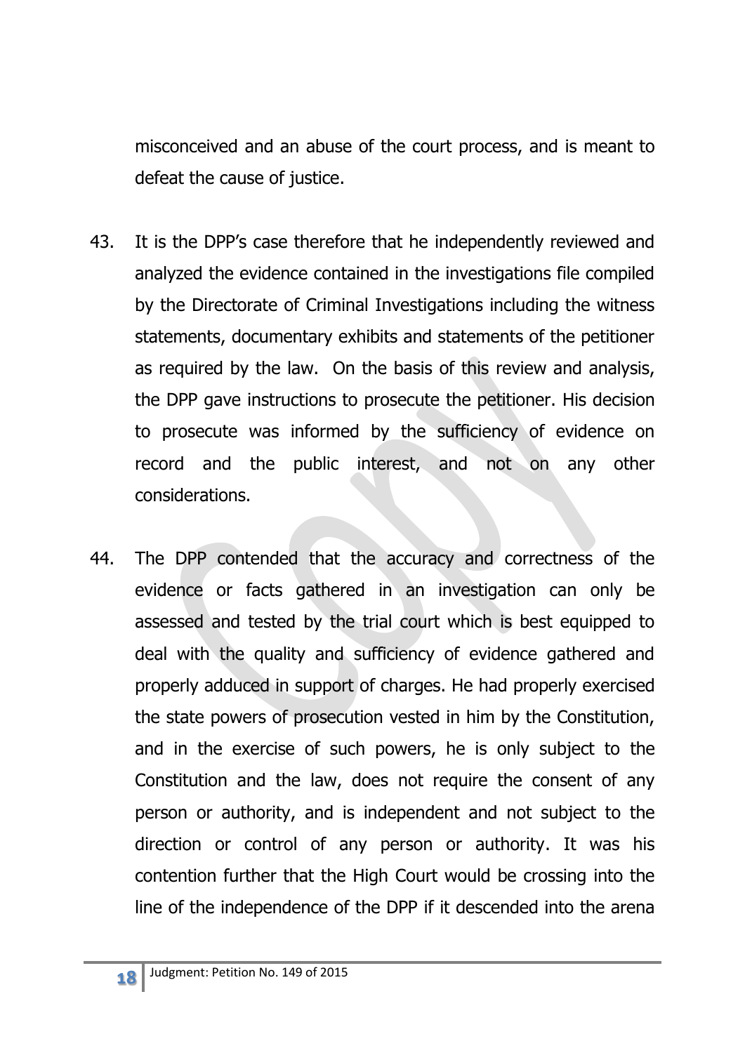misconceived and an abuse of the court process, and is meant to defeat the cause of justice.

43. It is the DPP's case therefore that he independently reviewed and analyzed the evidence contained in the investigations file compiled by the Directorate of Criminal Investigations including the witness statements, documentary exhibits and statements of the petitioner as required by the law. On the basis of this review and analysis, the DPP gave instructions to prosecute the petitioner. His decision to prosecute was informed by the sufficiency of evidence on record and the public interest, and not on any other considerations.

44. The DPP contended that the accuracy and correctness of the evidence or facts gathered in an investigation can only be assessed and tested by the trial court which is best equipped to deal with the quality and sufficiency of evidence gathered and properly adduced in support of charges. He had properly exercised the state powers of prosecution vested in him by the Constitution, and in the exercise of such powers, he is only subject to the Constitution and the law, does not require the consent of any person or authority, and is independent and not subject to the direction or control of any person or authority. It was his contention further that the High Court would be crossing into the line of the independence of the DPP if it descended into the arena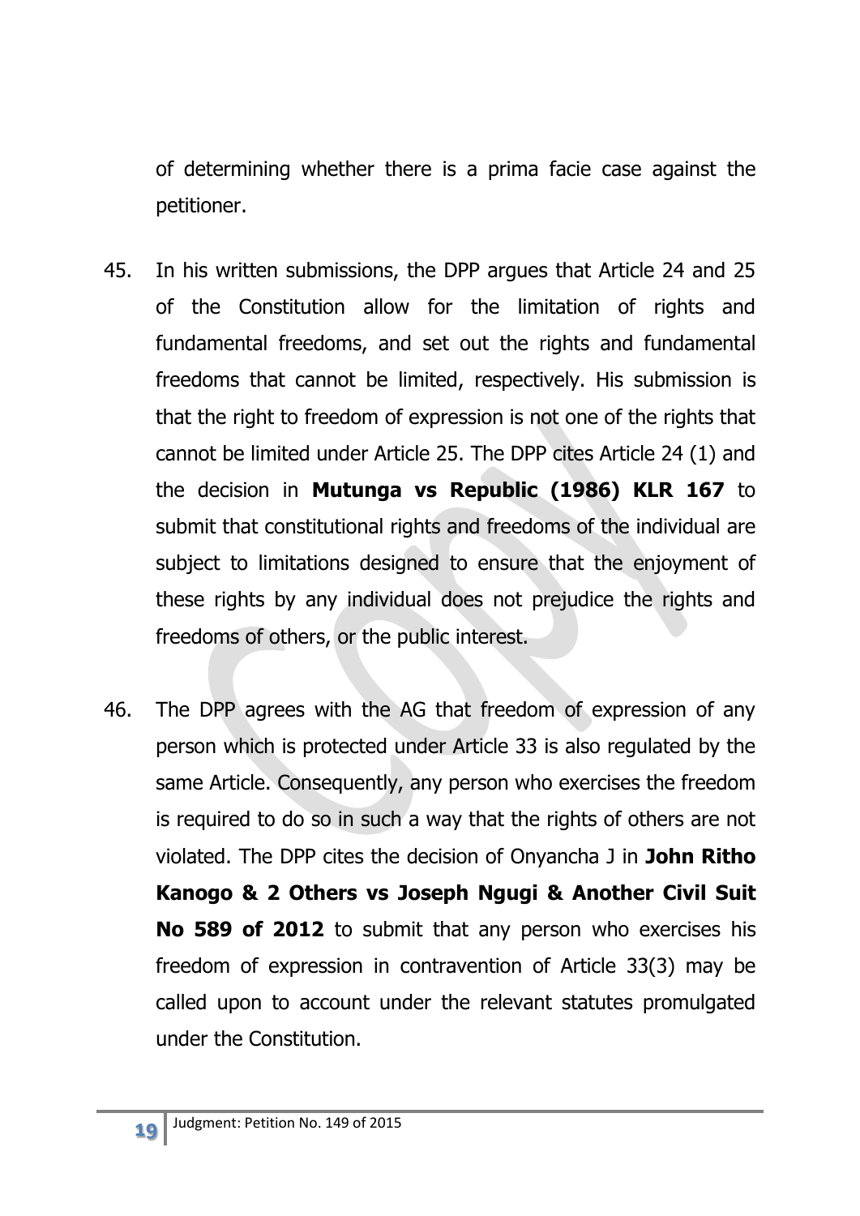of determining whether there is a prima facie case against the petitioner.

45. In his written submissions, the DPP argues that Article 24 and 25 of the Constitution allow for the limitation of rights and fundamental freedoms, and set out the rights and fundamental freedoms that cannot be limited, respectively. His submission is that the right to freedom of expression is not one of the rights that cannot be limited under Article 25. The DPP cites Article 24 (1) and the decision in **Mutunga vs Republic (1986) KLR 167** to submit that constitutional rights and freedoms of the individual are subject to limitations designed to ensure that the enjoyment of these rights by any individual does not prejudice the rights and freedoms of others, or the public interest.

46. The DPP agrees with the AG that freedom of expression of any person which is protected under Article 33 is also regulated by the same Article. Consequently, any person who exercises the freedom is required to do so in such a way that the rights of others are not violated. The DPP cites the decision of Onyancha J in **John Ritho Kanogo & 2 Others vs Joseph Ngugi & Another Civil Suit No 589 of 2012** to submit that any person who exercises his freedom of expression in contravention of Article 33(3) may be called upon to account under the relevant statutes promulgated under the Constitution.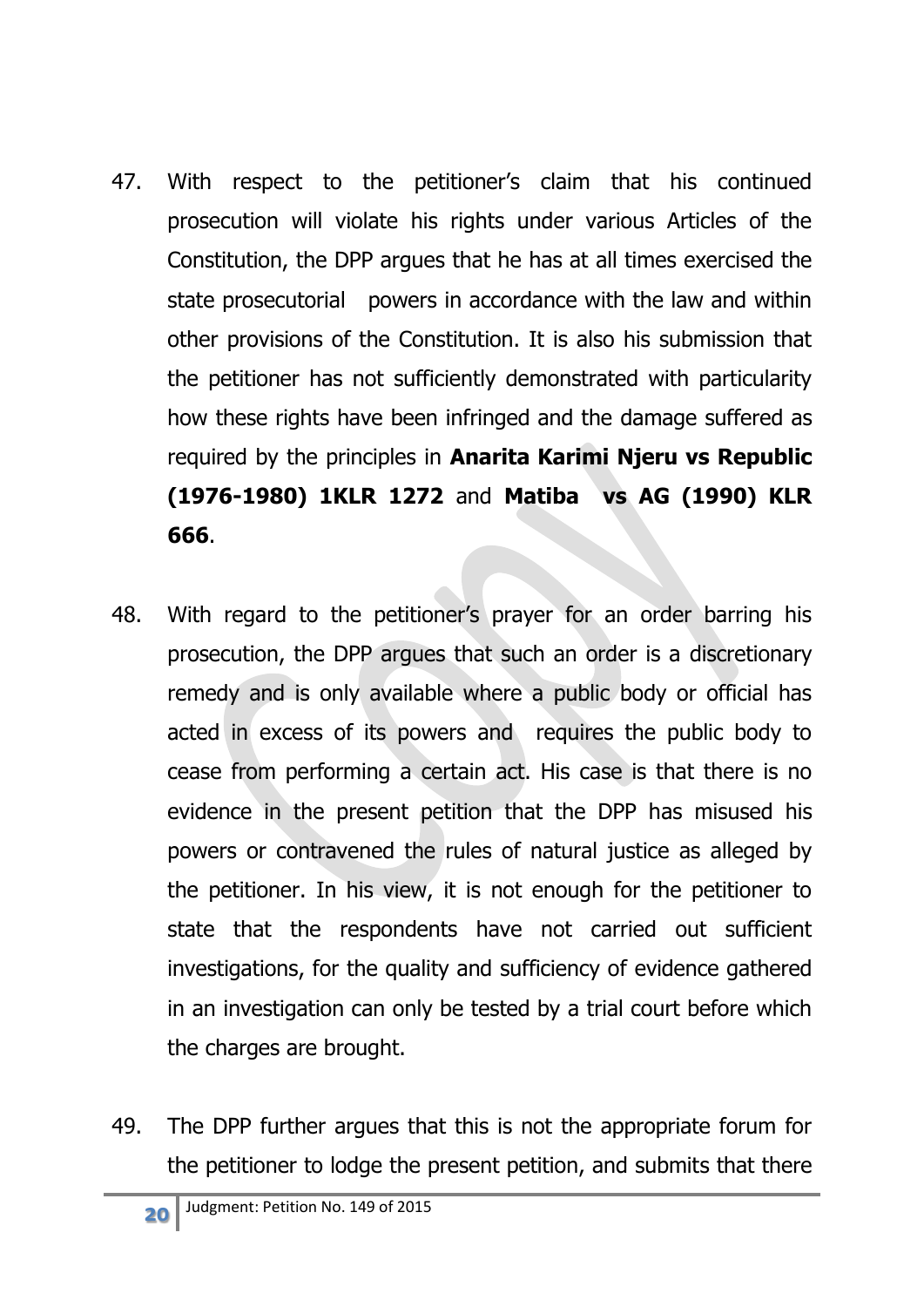47. With respect to the petitioner's claim that his continued prosecution will violate his rights under various Articles of the Constitution, the DPP argues that he has at all times exercised the state prosecutorial powers in accordance with the law and within other provisions of the Constitution. It is also his submission that the petitioner has not sufficiently demonstrated with particularity how these rights have been infringed and the damage suffered as required by the principles in **Anarita Karimi Njeru vs Republic (1976-1980) 1KLR 1272** and **Matiba vs AG (1990) KLR 666**.

48. With regard to the petitioner's prayer for an order barring his prosecution, the DPP argues that such an order is a discretionary remedy and is only available where a public body or official has acted in excess of its powers and requires the public body to cease from performing a certain act. His case is that there is no evidence in the present petition that the DPP has misused his powers or contravened the rules of natural justice as alleged by the petitioner. In his view, it is not enough for the petitioner to state that the respondents have not carried out sufficient investigations, for the quality and sufficiency of evidence gathered in an investigation can only be tested by a trial court before which the charges are brought.

49. The DPP further argues that this is not the appropriate forum for the petitioner to lodge the present petition, and submits that there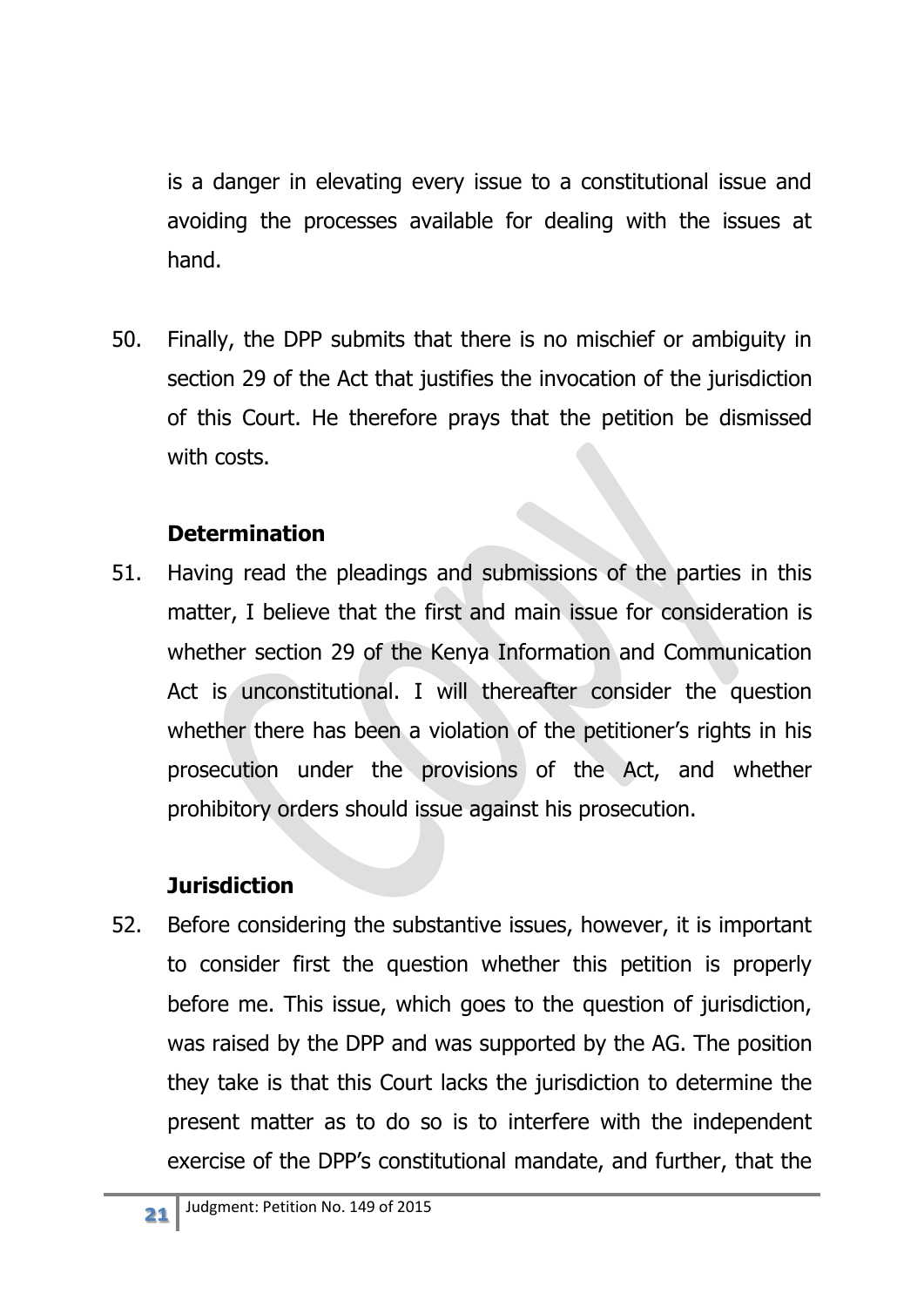is a danger in elevating every issue to a constitutional issue and avoiding the processes available for dealing with the issues at hand.

50. Finally, the DPP submits that there is no mischief or ambiguity in section 29 of the Act that justifies the invocation of the jurisdiction of this Court. He therefore prays that the petition be dismissed with costs.

**Determination**

51. Having read the pleadings and submissions of the parties in this matter, I believe that the first and main issue for consideration is whether section 29 of the Kenya Information and Communication Act is unconstitutional. I will thereafter consider the question whether there has been a violation of the petitioner's rights in his prosecution under the provisions of the Act, and whether prohibitory orders should issue against his prosecution.

**Jurisdiction**

52. Before considering the substantive issues, however, it is important to consider first the question whether this petition is properly before me. This issue, which goes to the question of jurisdiction, was raised by the DPP and was supported by the AG. The position they take is that this Court lacks the jurisdiction to determine the present matter as to do so is to interfere with the independent exercise of the DPP's constitutional mandate, and further, that the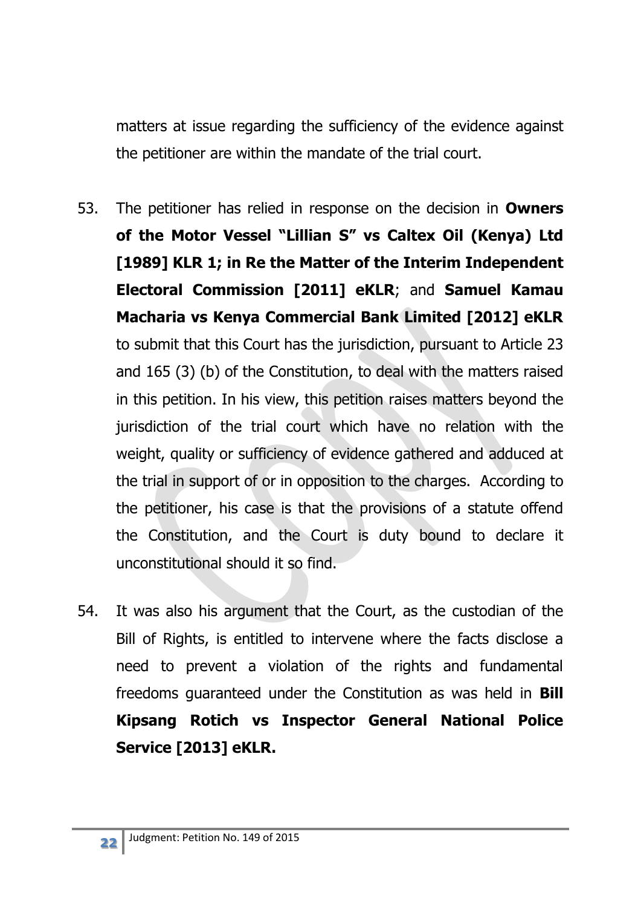matters at issue regarding the sufficiency of the evidence against the petitioner are within the mandate of the trial court.

53. The petitioner has relied in response on the decision in **Owners of the Motor Vessel "Lillian S" vs Caltex Oil (Kenya) Ltd [1989] KLR 1; in Re the Matter of the Interim Independent Electoral Commission [2011] eKLR**; and **Samuel Kamau Macharia vs Kenya Commercial Bank Limited [2012] eKLR** to submit that this Court has the jurisdiction, pursuant to Article 23 and 165 (3) (b) of the Constitution, to deal with the matters raised in this petition. In his view, this petition raises matters beyond the jurisdiction of the trial court which have no relation with the weight, quality or sufficiency of evidence gathered and adduced at the trial in support of or in opposition to the charges. According to the petitioner, his case is that the provisions of a statute offend the Constitution, and the Court is duty bound to declare it unconstitutional should it so find.

54. It was also his argument that the Court, as the custodian of the Bill of Rights, is entitled to intervene where the facts disclose a need to prevent a violation of the rights and fundamental freedoms guaranteed under the Constitution as was held in **Bill Kipsang Rotich vs Inspector General National Police Service [2013] eKLR.**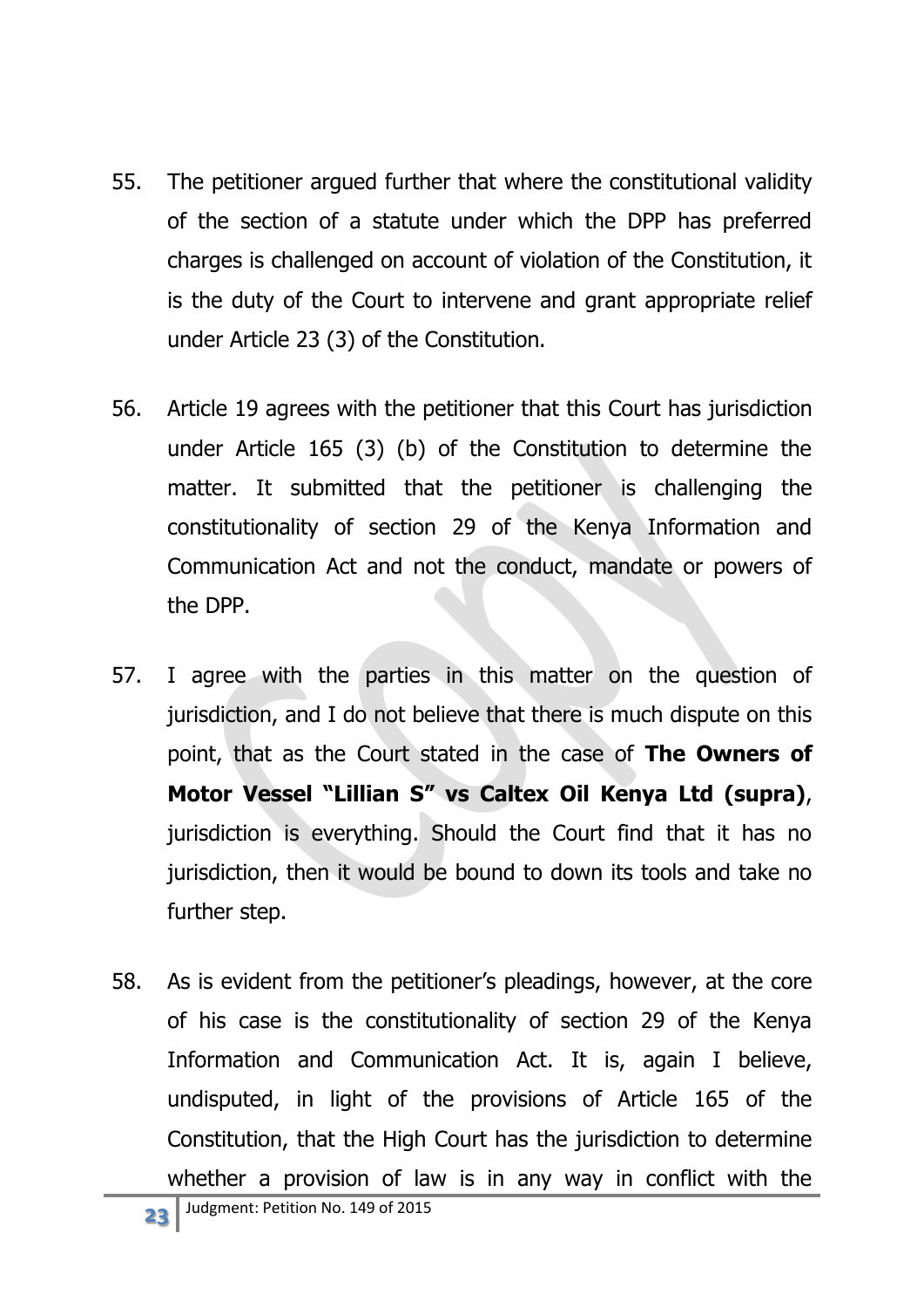55. The petitioner argued further that where the constitutional validity of the section of a statute under which the DPP has preferred charges is challenged on account of violation of the Constitution, it is the duty of the Court to intervene and grant appropriate relief under Article 23 (3) of the Constitution.

56. Article 19 agrees with the petitioner that this Court has jurisdiction under Article 165 (3) (b) of the Constitution to determine the matter. It submitted that the petitioner is challenging the constitutionality of section 29 of the Kenya Information and Communication Act and not the conduct, mandate or powers of the DPP.

57. I agree with the parties in this matter on the question of jurisdiction, and I do not believe that there is much dispute on this point, that as the Court stated in the case of **The Owners of Motor Vessel "Lillian S" vs Caltex Oil Kenya Ltd (supra)**, jurisdiction is everything. Should the Court find that it has no jurisdiction, then it would be bound to down its tools and take no further step.

58. As is evident from the petitioner's pleadings, however, at the core of his case is the constitutionality of section 29 of the Kenya Information and Communication Act. It is, again I believe, undisputed, in light of the provisions of Article 165 of the Constitution, that the High Court has the jurisdiction to determine whether a provision of law is in any way in conflict with the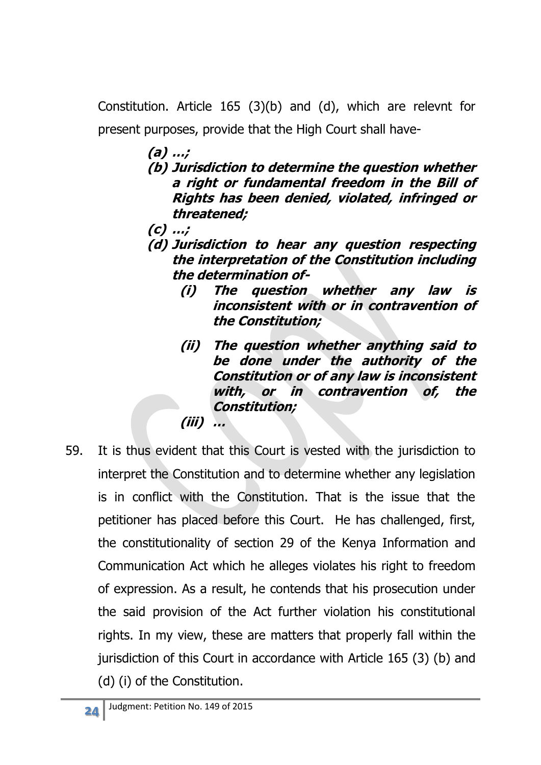Constitution. Article 165 (3)(b) and (d), which are relevnt for present purposes, provide that the High Court shall have-

> ***(a) …;***
>
> ***(b) Jurisdiction to determine the question whether a right or fundamental freedom in the Bill of Rights has been denied, violated, infringed or threatened;***
>
> ***(c) …;***
>
> ***(d) Jurisdiction to hear any question respecting the interpretation of the Constitution including the determination of-***
>
> > ***(i) The question whether any law is inconsistent with or in contravention of the Constitution;***
> >
> > ***(ii) The question whether anything said to be done under the authority of the Constitution or of any law is inconsistent with, or in contravention of, the Constitution;***
> >
> > ***(iii) …***

59. It is thus evident that this Court is vested with the jurisdiction to interpret the Constitution and to determine whether any legislation is in conflict with the Constitution. That is the issue that the petitioner has placed before this Court. He has challenged, first, the constitutionality of section 29 of the Kenya Information and Communication Act which he alleges violates his right to freedom of expression. As a result, he contends that his prosecution under the said provision of the Act further violation his constitutional rights. In my view, these are matters that properly fall within the jurisdiction of this Court in accordance with Article 165 (3) (b) and (d) (i) of the Constitution.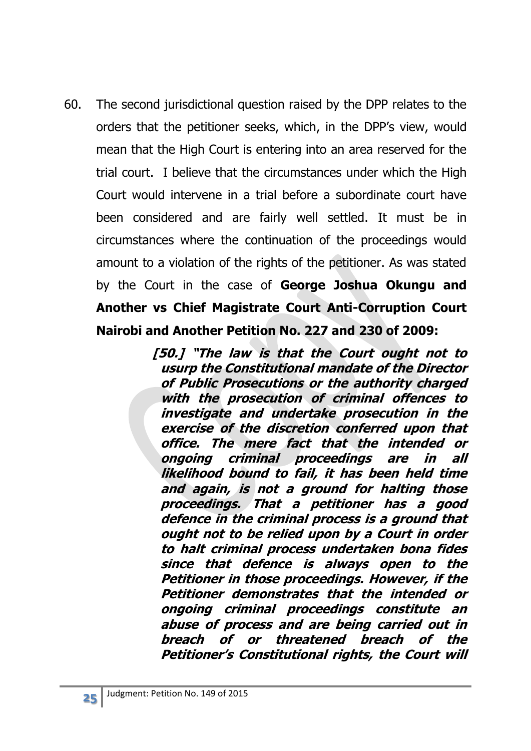60. The second jurisdictional question raised by the DPP relates to the orders that the petitioner seeks, which, in the DPP's view, would mean that the High Court is entering into an area reserved for the trial court. I believe that the circumstances under which the High Court would intervene in a trial before a subordinate court have been considered and are fairly well settled. It must be in circumstances where the continuation of the proceedings would amount to a violation of the rights of the petitioner. As was stated by the Court in the case of **George Joshua Okungu and Another vs Chief Magistrate Court Anti-Corruption Court Nairobi and Another Petition No. 227 and 230 of 2009:**

> ***[50.] "The law is that the Court ought not to usurp the Constitutional mandate of the Director of Public Prosecutions or the authority charged with the prosecution of criminal offences to investigate and undertake prosecution in the exercise of the discretion conferred upon that office. The mere fact that the intended or ongoing criminal proceedings are in all likelihood bound to fail, it has been held time and again, is not a ground for halting those proceedings. That a petitioner has a good defence in the criminal process is a ground that ought not to be relied upon by a Court in order to halt criminal process undertaken bona fides since that defence is always open to the Petitioner in those proceedings. However, if the Petitioner demonstrates that the intended or ongoing criminal proceedings constitute an abuse of process and are being carried out in breach of or threatened breach of the Petitioner's Constitutional rights, the Court will***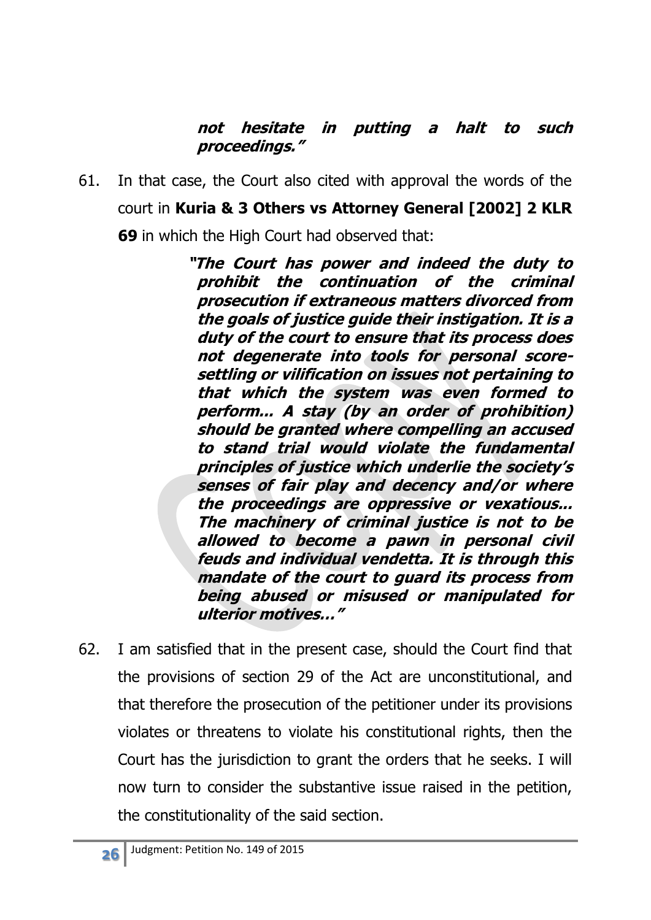***not hesitate in putting a halt to such proceedings."***

61. In that case, the Court also cited with approval the words of the court in **Kuria & 3 Others vs Attorney General [2002] 2 KLR 69** in which the High Court had observed that:

> ***"The Court has power and indeed the duty to prohibit the continuation of the criminal prosecution if extraneous matters divorced from the goals of justice guide their instigation. It is a duty of the court to ensure that its process does not degenerate into tools for personal score-settling or vilification on issues not pertaining to that which the system was even formed to perform... A stay (by an order of prohibition) should be granted where compelling an accused to stand trial would violate the fundamental principles of justice which underlie the society's senses of fair play and decency and/or where the proceedings are oppressive or vexatious... The machinery of criminal justice is not to be allowed to become a pawn in personal civil feuds and individual vendetta. It is through this mandate of the court to guard its process from being abused or misused or manipulated for ulterior motives…"***

62. I am satisfied that in the present case, should the Court find that the provisions of section 29 of the Act are unconstitutional, and that therefore the prosecution of the petitioner under its provisions violates or threatens to violate his constitutional rights, then the Court has the jurisdiction to grant the orders that he seeks. I will now turn to consider the substantive issue raised in the petition, the constitutionality of the said section.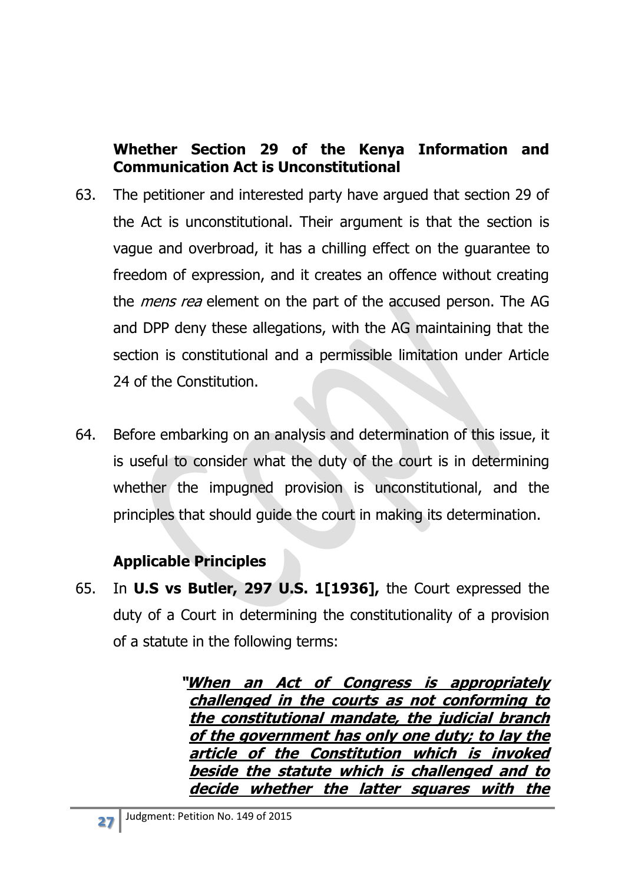**Whether Section 29 of the Kenya Information and Communication Act is Unconstitutional**

63. The petitioner and interested party have argued that section 29 of the Act is unconstitutional. Their argument is that the section is vague and overbroad, it has a chilling effect on the guarantee to freedom of expression, and it creates an offence without creating the *mens rea* element on the part of the accused person. The AG and DPP deny these allegations, with the AG maintaining that the section is constitutional and a permissible limitation under Article 24 of the Constitution.

64. Before embarking on an analysis and determination of this issue, it is useful to consider what the duty of the court is in determining whether the impugned provision is unconstitutional, and the principles that should guide the court in making its determination.

**Applicable Principles**

65. In **U.S vs Butler, 297 U.S. 1[1936],** the Court expressed the duty of a Court in determining the constitutionality of a provision of a statute in the following terms:

> ***"When an Act of Congress is appropriately challenged in the courts as not conforming to the constitutional mandate, the judicial branch of the government has only one duty; to lay the article of the Constitution which is invoked beside the statute which is challenged and to decide whether the latter squares with the***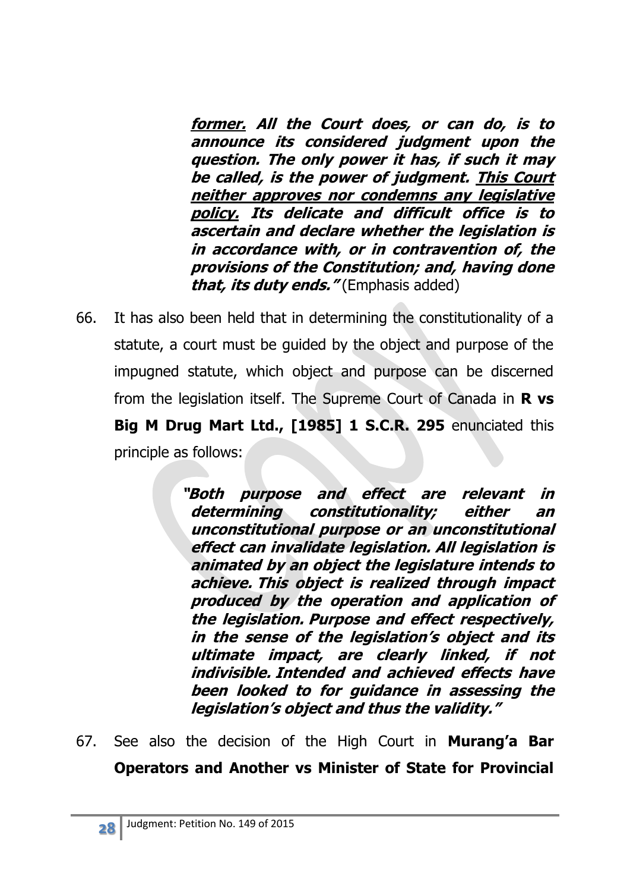> ***former.*** ***All the Court does, or can do, is to announce its considered judgment upon the question. The only power it has, if such it may be called, is the power of judgment.*** ***This Court neither approves nor condemns any legislative policy.*** ***Its delicate and difficult office is to ascertain and declare whether the legislation is in accordance with, or in contravention of, the provisions of the Constitution; and, having done that, its duty ends."*** (Emphasis added)

66. It has also been held that in determining the constitutionality of a statute, a court must be guided by the object and purpose of the impugned statute, which object and purpose can be discerned from the legislation itself. The Supreme Court of Canada in **R vs Big M Drug Mart Ltd., [1985] 1 S.C.R. 295** enunciated this principle as follows:

> ***"Both purpose and effect are relevant in determining constitutionality; either an unconstitutional purpose or an unconstitutional effect can invalidate legislation. All legislation is animated by an object the legislature intends to achieve. This object is realized through impact produced by the operation and application of the legislation. Purpose and effect respectively, in the sense of the legislation's object and its ultimate impact, are clearly linked, if not indivisible. Intended and achieved effects have been looked to for guidance in assessing the legislation's object and thus the validity."***

67. See also the decision of the High Court in **Murang'a Bar Operators and Another vs Minister of State for Provincial**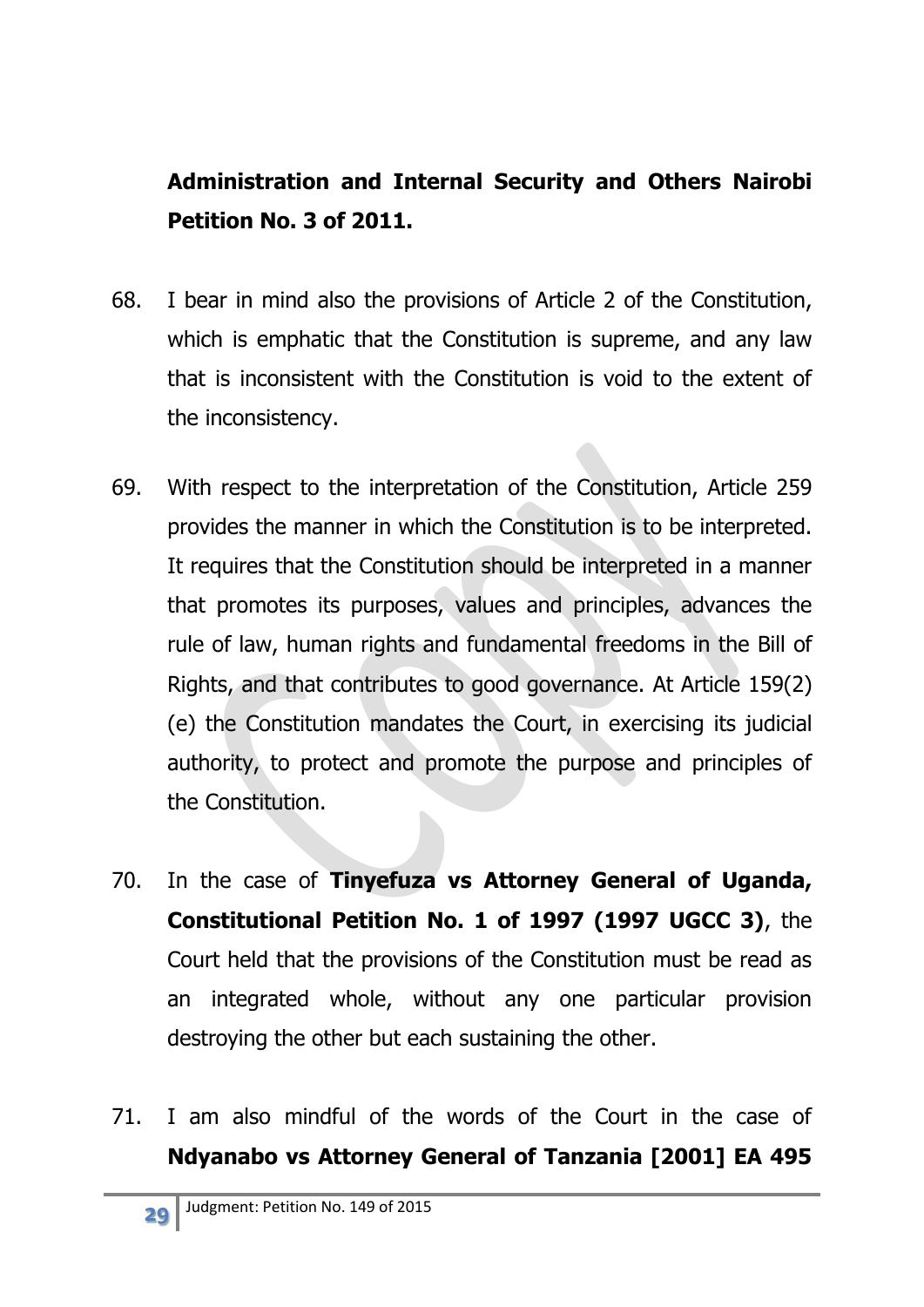**Administration and Internal Security and Others Nairobi Petition No. 3 of 2011.**

68. I bear in mind also the provisions of Article 2 of the Constitution, which is emphatic that the Constitution is supreme, and any law that is inconsistent with the Constitution is void to the extent of the inconsistency.

69. With respect to the interpretation of the Constitution, Article 259 provides the manner in which the Constitution is to be interpreted. It requires that the Constitution should be interpreted in a manner that promotes its purposes, values and principles, advances the rule of law, human rights and fundamental freedoms in the Bill of Rights, and that contributes to good governance. At Article 159(2)(e) the Constitution mandates the Court, in exercising its judicial authority, to protect and promote the purpose and principles of the Constitution.

70. In the case of **Tinyefuza vs Attorney General of Uganda, Constitutional Petition No. 1 of 1997 (1997 UGCC 3)**, the Court held that the provisions of the Constitution must be read as an integrated whole, without any one particular provision destroying the other but each sustaining the other.

71. I am also mindful of the words of the Court in the case of **Ndyanabo vs Attorney General of Tanzania [2001] EA 495**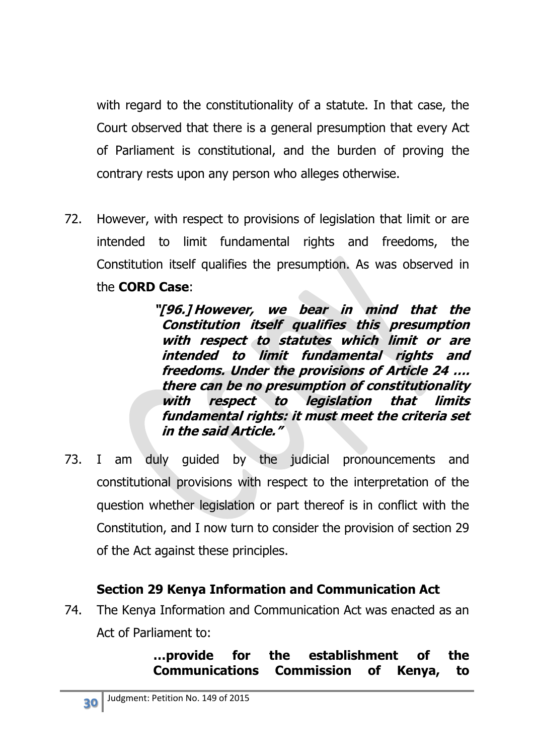with regard to the constitutionality of a statute. In that case, the Court observed that there is a general presumption that every Act of Parliament is constitutional, and the burden of proving the contrary rests upon any person who alleges otherwise.

72. However, with respect to provisions of legislation that limit or are intended to limit fundamental rights and freedoms, the Constitution itself qualifies the presumption. As was observed in the **CORD Case**:

> ***"[96.] However, we bear in mind that the Constitution itself qualifies this presumption with respect to statutes which limit or are intended to limit fundamental rights and freedoms. Under the provisions of Article 24 …. there can be no presumption of constitutionality with respect to legislation that limits fundamental rights: it must meet the criteria set in the said Article."***

73. I am duly guided by the judicial pronouncements and constitutional provisions with respect to the interpretation of the question whether legislation or part thereof is in conflict with the Constitution, and I now turn to consider the provision of section 29 of the Act against these principles.

### Section 29 Kenya Information and Communication Act

74. The Kenya Information and Communication Act was enacted as an Act of Parliament to:

> **…provide for the establishment of the Communications Commission of Kenya, to**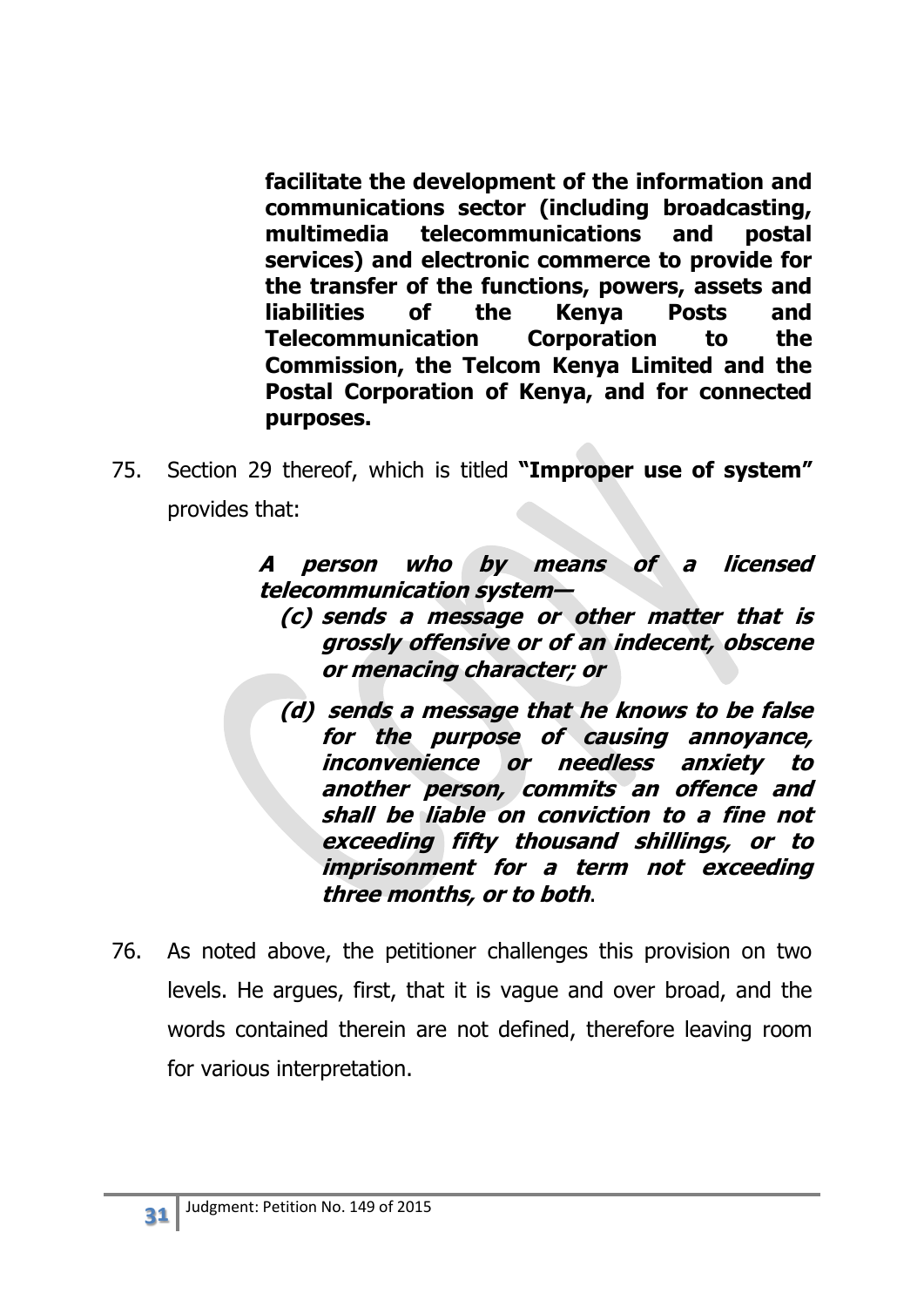**facilitate the development of the information and communications sector (including broadcasting, multimedia telecommunications and postal services) and electronic commerce to provide for the transfer of the functions, powers, assets and liabilities of the Kenya Posts and Telecommunication Corporation to the Commission, the Telcom Kenya Limited and the Postal Corporation of Kenya, and for connected purposes.**

75. Section 29 thereof, which is titled **"Improper use of system"** provides that:

> ***A person who by means of a licensed telecommunication system—***
>
> ***(c) sends a message or other matter that is grossly offensive or of an indecent, obscene or menacing character; or***
>
> ***(d) sends a message that he knows to be false for the purpose of causing annoyance, inconvenience or needless anxiety to another person, commits an offence and shall be liable on conviction to a fine not exceeding fifty thousand shillings, or to imprisonment for a term not exceeding three months, or to both***.

76. As noted above, the petitioner challenges this provision on two levels. He argues, first, that it is vague and over broad, and the words contained therein are not defined, therefore leaving room for various interpretation.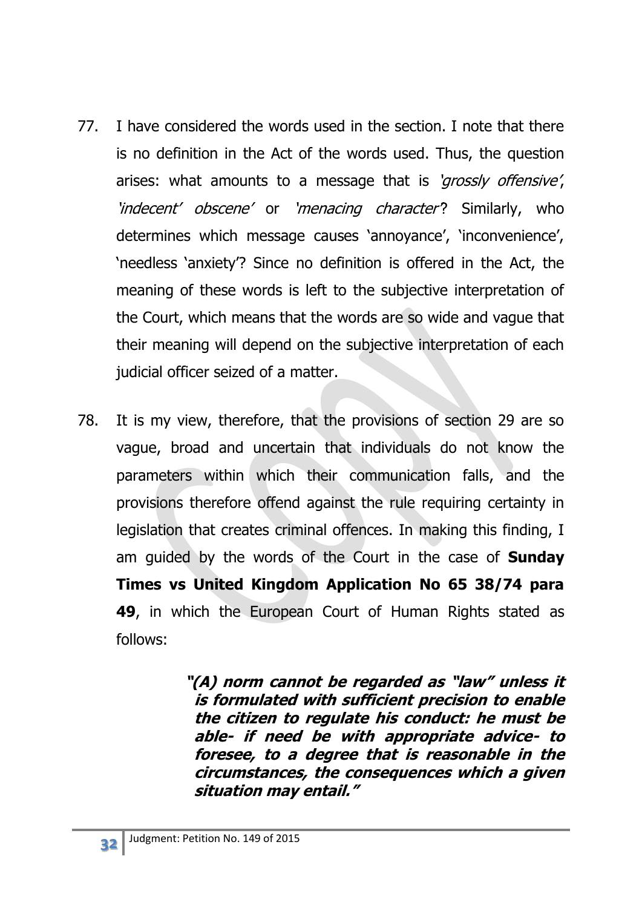77. I have considered the words used in the section. I note that there is no definition in the Act of the words used. Thus, the question arises: what amounts to a message that is *'grossly offensive'*, *'indecent' obscene'* or *'menacing character'*? Similarly, who determines which message causes 'annoyance', 'inconvenience', 'needless 'anxiety'? Since no definition is offered in the Act, the meaning of these words is left to the subjective interpretation of the Court, which means that the words are so wide and vague that their meaning will depend on the subjective interpretation of each judicial officer seized of a matter.

78. It is my view, therefore, that the provisions of section 29 are so vague, broad and uncertain that individuals do not know the parameters within which their communication falls, and the provisions therefore offend against the rule requiring certainty in legislation that creates criminal offences. In making this finding, I am guided by the words of the Court in the case of **Sunday Times vs United Kingdom Application No 65 38/74 para 49**, in which the European Court of Human Rights stated as follows:

> ***"(A) norm cannot be regarded as "law" unless it is formulated with sufficient precision to enable the citizen to regulate his conduct: he must be able- if need be with appropriate advice- to foresee, to a degree that is reasonable in the circumstances, the consequences which a given situation may entail."***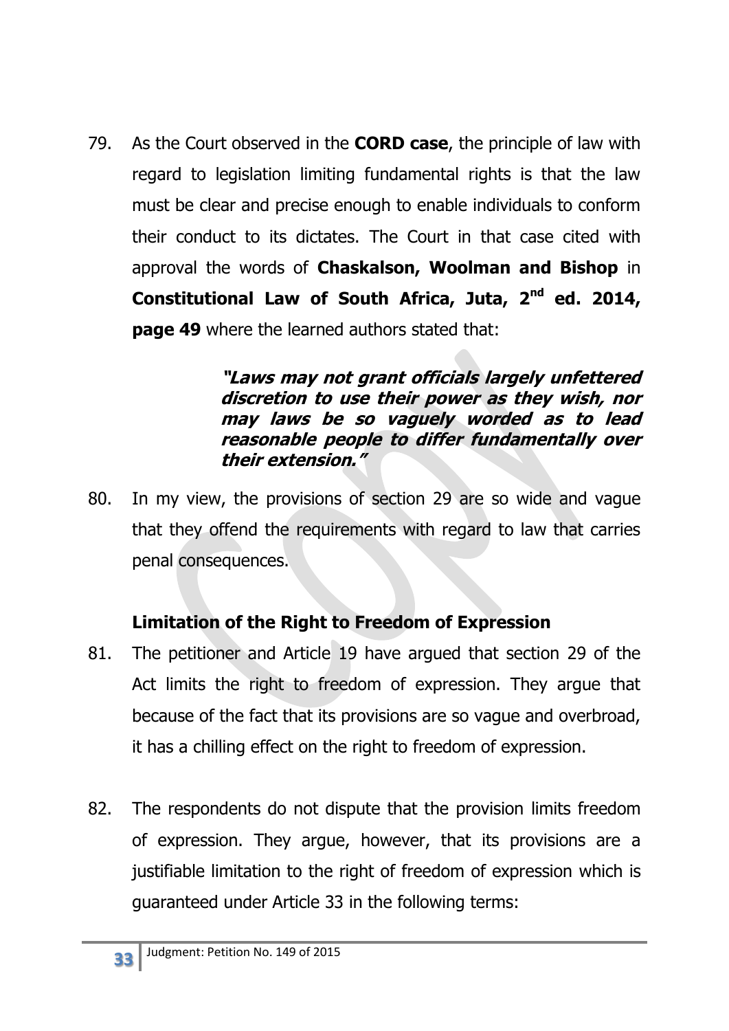79. As the Court observed in the **CORD case**, the principle of law with regard to legislation limiting fundamental rights is that the law must be clear and precise enough to enable individuals to conform their conduct to its dictates. The Court in that case cited with approval the words of **Chaskalson, Woolman and Bishop** in **Constitutional Law of South Africa, Juta, 2nd ed. 2014, page 49** where the learned authors stated that:

> ***"Laws may not grant officials largely unfettered discretion to use their power as they wish, nor may laws be so vaguely worded as to lead reasonable people to differ fundamentally over their extension."***

80. In my view, the provisions of section 29 are so wide and vague that they offend the requirements with regard to law that carries penal consequences.

**Limitation of the Right to Freedom of Expression**

81. The petitioner and Article 19 have argued that section 29 of the Act limits the right to freedom of expression. They argue that because of the fact that its provisions are so vague and overbroad, it has a chilling effect on the right to freedom of expression.

82. The respondents do not dispute that the provision limits freedom of expression. They argue, however, that its provisions are a justifiable limitation to the right of freedom of expression which is guaranteed under Article 33 in the following terms: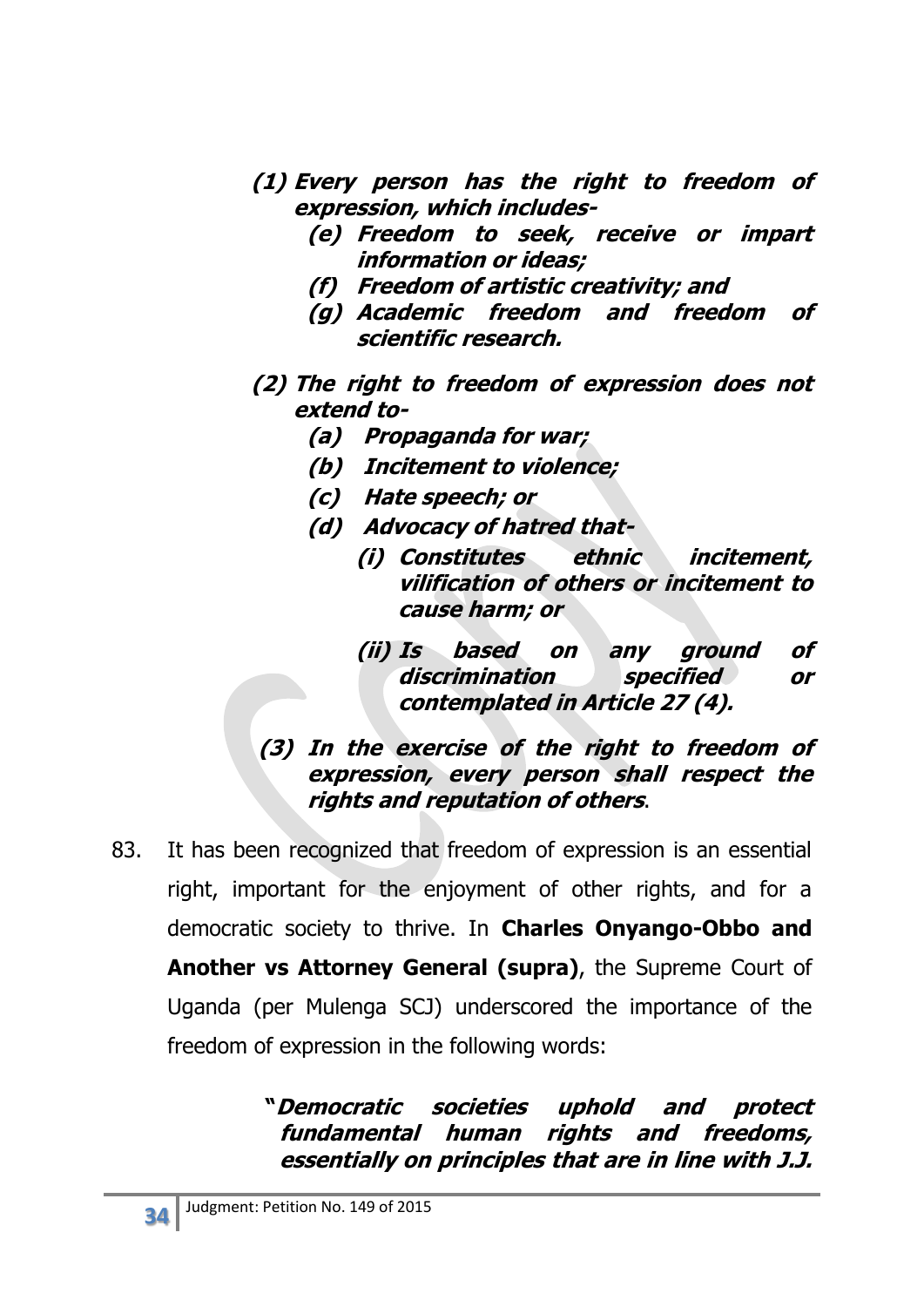> ***(1) Every person has the right to freedom of expression, which includes-***
>
> ***(e) Freedom to seek, receive or impart information or ideas;***
>
> ***(f) Freedom of artistic creativity; and***
>
> ***(g) Academic freedom and freedom of scientific research.***
>
> ***(2) The right to freedom of expression does not extend to-***
>
> ***(a) Propaganda for war;***
>
> ***(b) Incitement to violence;***
>
> ***(c) Hate speech; or***
>
> ***(d) Advocacy of hatred that-***
>
> ***(i) Constitutes ethnic incitement, vilification of others or incitement to cause harm; or***
>
> ***(ii) Is based on any ground of discrimination specified or contemplated in Article 27 (4).***
>
> ***(3) In the exercise of the right to freedom of expression, every person shall respect the rights and reputation of others*.**

83. It has been recognized that freedom of expression is an essential right, important for the enjoyment of other rights, and for a democratic society to thrive. In **Charles Onyango-Obbo and Another vs Attorney General (supra)**, the Supreme Court of Uganda (per Mulenga SCJ) underscored the importance of the freedom of expression in the following words:

> ***"Democratic societies uphold and protect fundamental human rights and freedoms, essentially on principles that are in line with J.J.***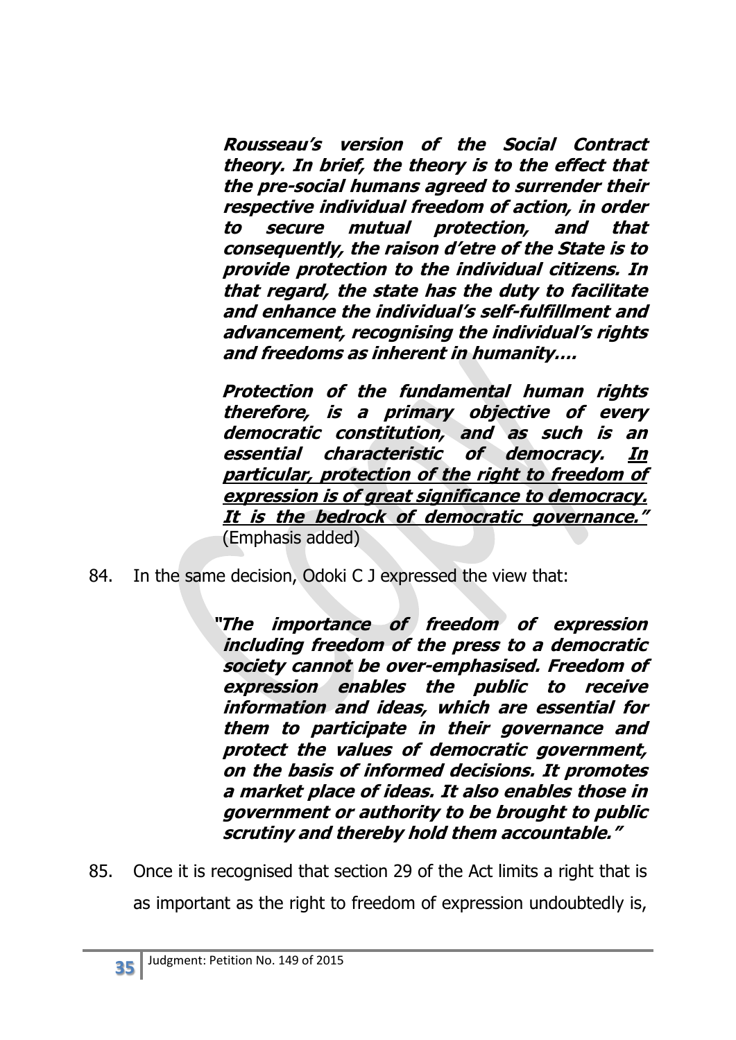> ***Rousseau's version of the Social Contract theory. In brief, the theory is to the effect that the pre-social humans agreed to surrender their respective individual freedom of action, in order to secure mutual protection, and that consequently, the raison d'etre of the State is to provide protection to the individual citizens. In that regard, the state has the duty to facilitate and enhance the individual's self-fulfillment and advancement, recognising the individual's rights and freedoms as inherent in humanity….***
>
> ***Protection of the fundamental human rights therefore, is a primary objective of every democratic constitution, and as such is an essential characteristic of democracy. <u>In particular, protection of the right to freedom of expression is of great significance to democracy. It is the bedrock of democratic governance."</u>*** (Emphasis added)

84. In the same decision, Odoki C J expressed the view that:

> ***"The importance of freedom of expression including freedom of the press to a democratic society cannot be over-emphasised. Freedom of expression enables the public to receive information and ideas, which are essential for them to participate in their governance and protect the values of democratic government, on the basis of informed decisions. It promotes a market place of ideas. It also enables those in government or authority to be brought to public scrutiny and thereby hold them accountable."***

85. Once it is recognised that section 29 of the Act limits a right that is as important as the right to freedom of expression undoubtedly is,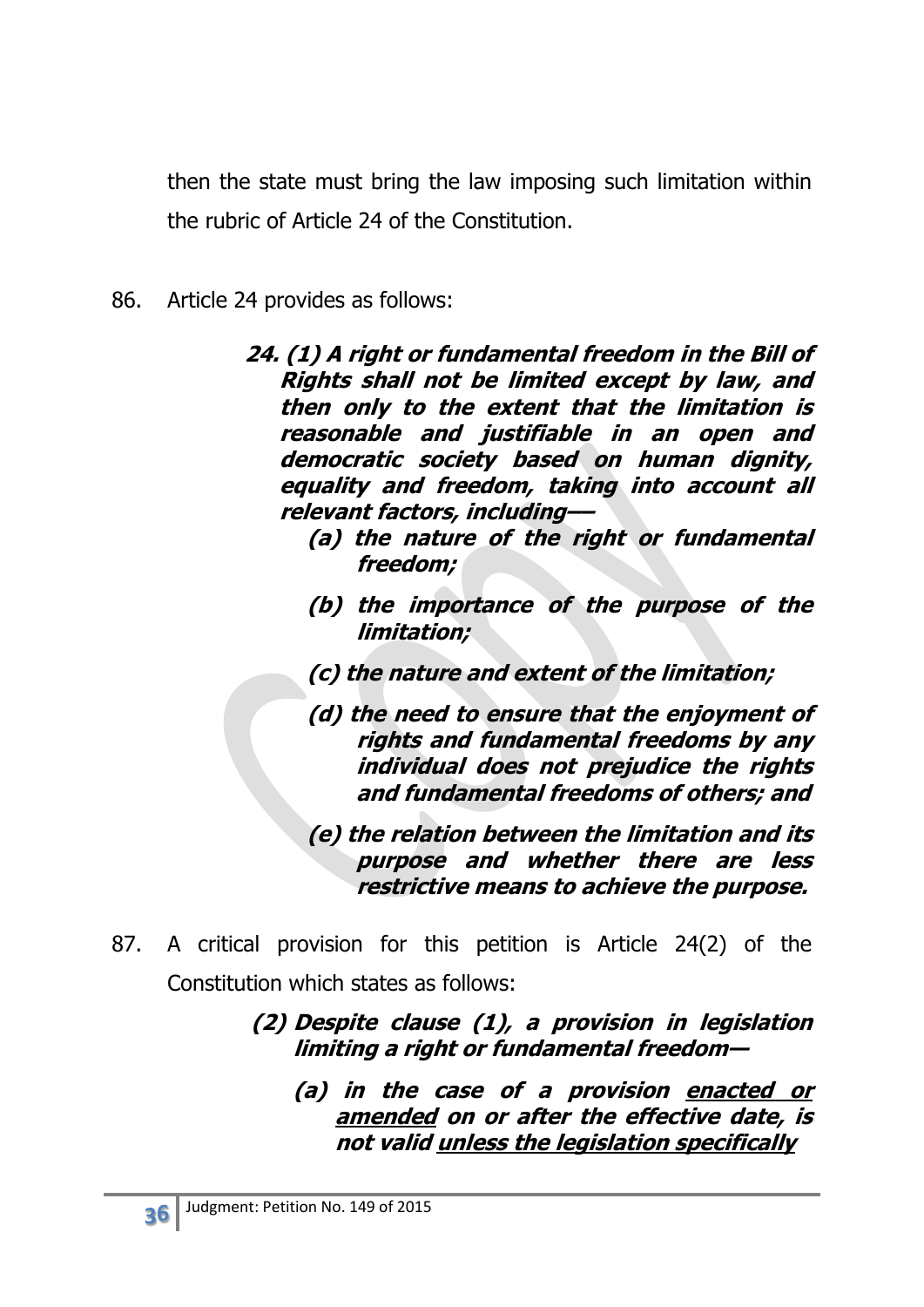then the state must bring the law imposing such limitation within the rubric of Article 24 of the Constitution.

86. Article 24 provides as follows:

> ***24. (1) A right or fundamental freedom in the Bill of Rights shall not be limited except by law, and then only to the extent that the limitation is reasonable and justifiable in an open and democratic society based on human dignity, equality and freedom, taking into account all relevant factors, including––***
>
> ***(a) the nature of the right or fundamental freedom;***
>
> ***(b) the importance of the purpose of the limitation;***
>
> ***(c) the nature and extent of the limitation;***
>
> ***(d) the need to ensure that the enjoyment of rights and fundamental freedoms by any individual does not prejudice the rights and fundamental freedoms of others; and***
>
> ***(e) the relation between the limitation and its purpose and whether there are less restrictive means to achieve the purpose.***

87. A critical provision for this petition is Article 24(2) of the Constitution which states as follows:

> ***(2) Despite clause (1), a provision in legislation limiting a right or fundamental freedom—***
>
> ***(a) in the case of a provision <u>enacted or amended</u> on or after the effective date, is not valid <u>unless the legislation specifically</u>***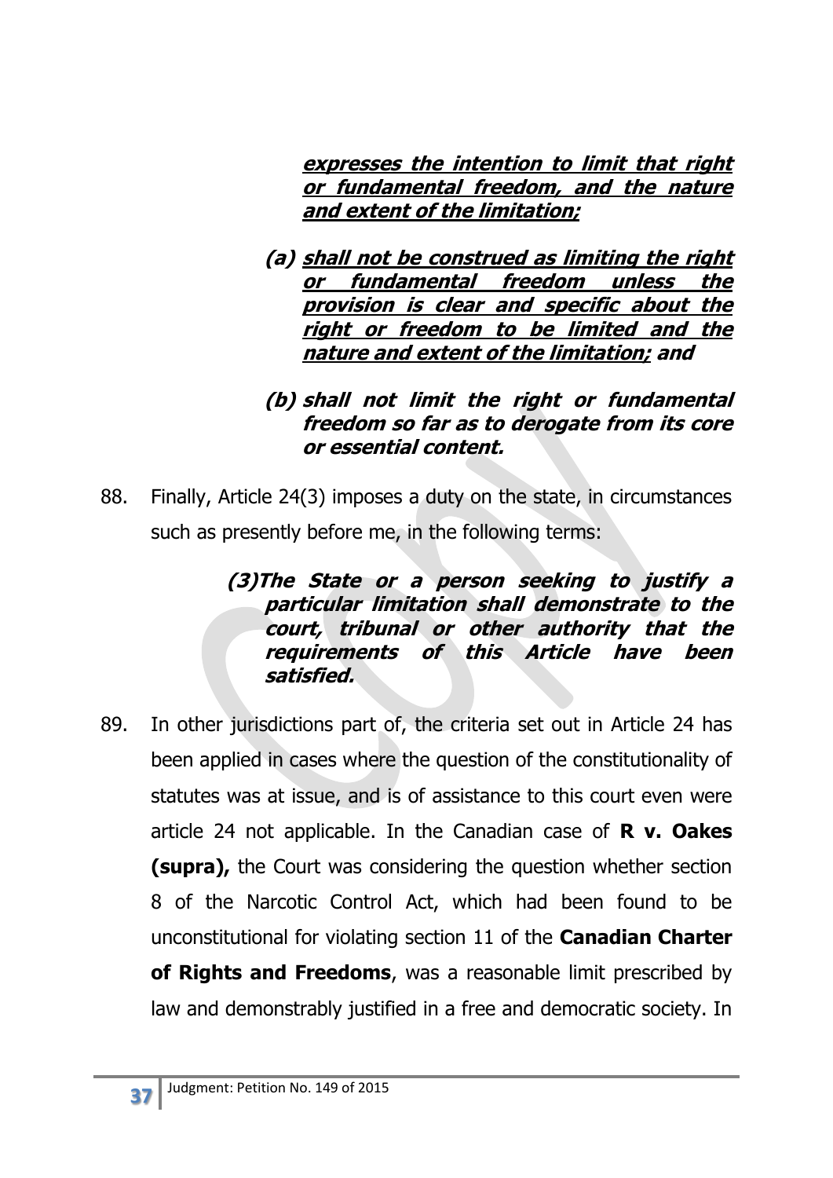***expresses the intention to limit that right or fundamental freedom, and the nature and extent of the limitation;***

> ***(a) shall not be construed as limiting the right or fundamental freedom unless the provision is clear and specific about the right or freedom to be limited and the nature and extent of the limitation;* and**
>
> ***(b) shall not limit the right or fundamental freedom so far as to derogate from its core or essential content.***

88. Finally, Article 24(3) imposes a duty on the state, in circumstances such as presently before me, in the following terms:

> ***(3)The State or a person seeking to justify a particular limitation shall demonstrate to the court, tribunal or other authority that the requirements of this Article have been satisfied.***

89. In other jurisdictions part of, the criteria set out in Article 24 has been applied in cases where the question of the constitutionality of statutes was at issue, and is of assistance to this court even were article 24 not applicable. In the Canadian case of **R v. Oakes (supra),** the Court was considering the question whether section 8 of the Narcotic Control Act, which had been found to be unconstitutional for violating section 11 of the **Canadian Charter of Rights and Freedoms**, was a reasonable limit prescribed by law and demonstrably justified in a free and democratic society. In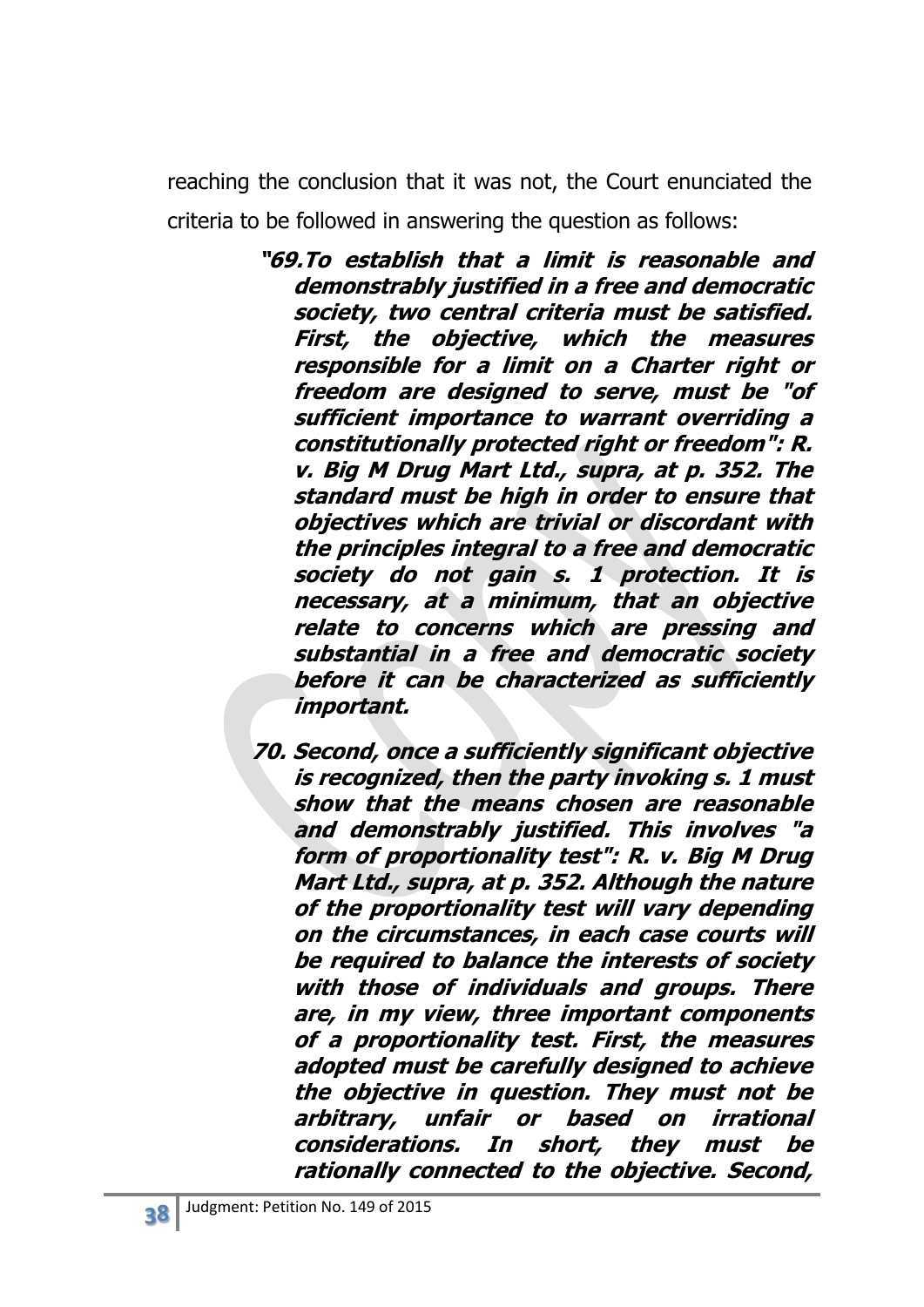reaching the conclusion that it was not, the Court enunciated the criteria to be followed in answering the question as follows:

> ***"69.To establish that a limit is reasonable and demonstrably justified in a free and democratic society, two central criteria must be satisfied. First, the objective, which the measures responsible for a limit on a Charter right or freedom are designed to serve, must be "of sufficient importance to warrant overriding a constitutionally protected right or freedom": R. v. Big M Drug Mart Ltd., supra, at p. 352. The standard must be high in order to ensure that objectives which are trivial or discordant with the principles integral to a free and democratic society do not gain s. 1 protection. It is necessary, at a minimum, that an objective relate to concerns which are pressing and substantial in a free and democratic society before it can be characterized as sufficiently important.***
>
> ***70. Second, once a sufficiently significant objective is recognized, then the party invoking s. 1 must show that the means chosen are reasonable and demonstrably justified. This involves "a form of proportionality test": R. v. Big M Drug Mart Ltd., supra, at p. 352. Although the nature of the proportionality test will vary depending on the circumstances, in each case courts will be required to balance the interests of society with those of individuals and groups. There are, in my view, three important components of a proportionality test. First, the measures adopted must be carefully designed to achieve the objective in question. They must not be arbitrary, unfair or based on irrational considerations. In short, they must be rationally connected to the objective. Second,***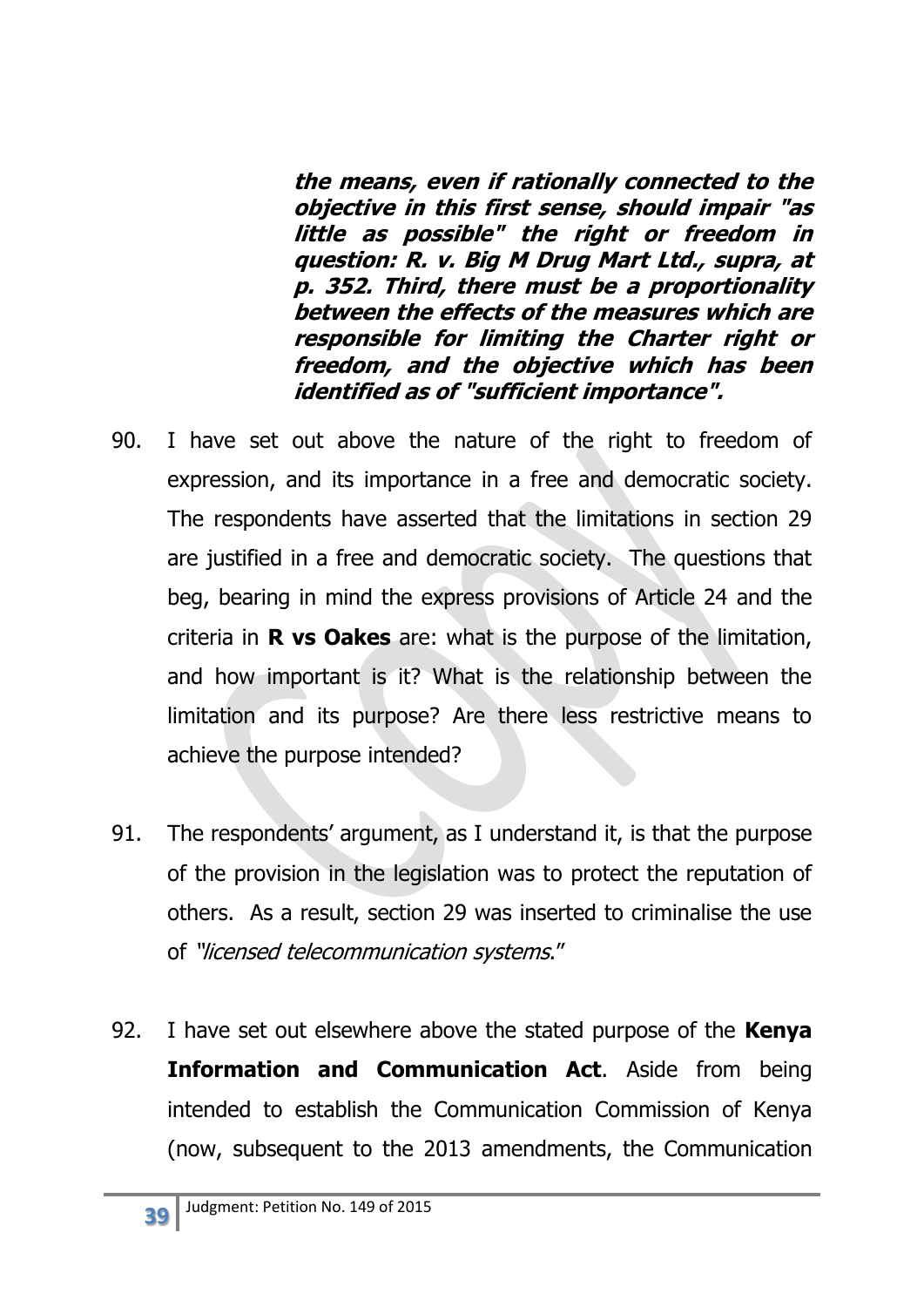> ***the means, even if rationally connected to the objective in this first sense, should impair "as little as possible" the right or freedom in question: R. v. Big M Drug Mart Ltd., supra, at p. 352. Third, there must be a proportionality between the effects of the measures which are responsible for limiting the Charter right or freedom, and the objective which has been identified as of "sufficient importance".***

90. I have set out above the nature of the right to freedom of expression, and its importance in a free and democratic society. The respondents have asserted that the limitations in section 29 are justified in a free and democratic society. The questions that beg, bearing in mind the express provisions of Article 24 and the criteria in **R vs Oakes** are: what is the purpose of the limitation, and how important is it? What is the relationship between the limitation and its purpose? Are there less restrictive means to achieve the purpose intended?

91. The respondents' argument, as I understand it, is that the purpose of the provision in the legislation was to protect the reputation of others. As a result, section 29 was inserted to criminalise the use of *"licensed telecommunication systems*."

92. I have set out elsewhere above the stated purpose of the **Kenya Information and Communication Act**. Aside from being intended to establish the Communication Commission of Kenya (now, subsequent to the 2013 amendments, the Communication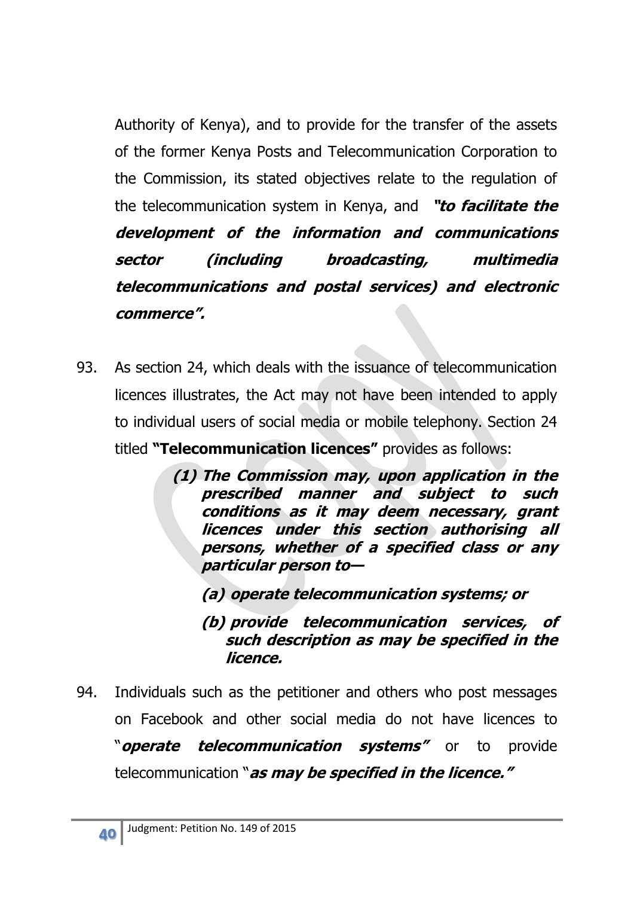Authority of Kenya), and to provide for the transfer of the assets of the former Kenya Posts and Telecommunication Corporation to the Commission, its stated objectives relate to the regulation of the telecommunication system in Kenya, and ***"to facilitate the development of the information and communications sector (including broadcasting, multimedia telecommunications and postal services) and electronic commerce".***

93. As section 24, which deals with the issuance of telecommunication licences illustrates, the Act may not have been intended to apply to individual users of social media or mobile telephony. Section 24 titled **"Telecommunication licences"** provides as follows:

> ***(1) The Commission may, upon application in the prescribed manner and subject to such conditions as it may deem necessary, grant licences under this section authorising all persons, whether of a specified class or any particular person to—***
>
> ***(a) operate telecommunication systems; or***
>
> ***(b) provide telecommunication services, of such description as may be specified in the licence.***

94. Individuals such as the petitioner and others who post messages on Facebook and other social media do not have licences to "***operate telecommunication systems"*** or to provide telecommunication "***as may be specified in the licence."***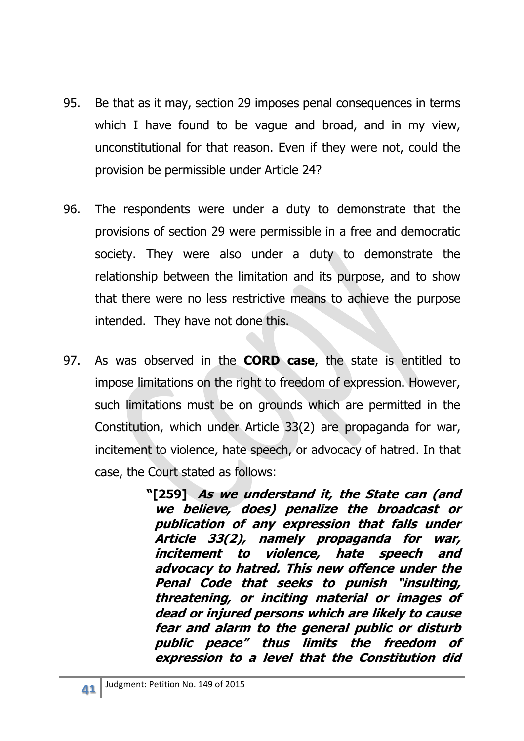95. Be that as it may, section 29 imposes penal consequences in terms which I have found to be vague and broad, and in my view, unconstitutional for that reason. Even if they were not, could the provision be permissible under Article 24?

96. The respondents were under a duty to demonstrate that the provisions of section 29 were permissible in a free and democratic society. They were also under a duty to demonstrate the relationship between the limitation and its purpose, and to show that there were no less restrictive means to achieve the purpose intended. They have not done this.

97. As was observed in the **CORD case**, the state is entitled to impose limitations on the right to freedom of expression. However, such limitations must be on grounds which are permitted in the Constitution, which under Article 33(2) are propaganda for war, incitement to violence, hate speech, or advocacy of hatred. In that case, the Court stated as follows:

> **"[259]** ***As we understand it, the State can (and we believe, does) penalize the broadcast or publication of any expression that falls under Article 33(2), namely propaganda for war, incitement to violence, hate speech and advocacy to hatred. This new offence under the Penal Code that seeks to punish "insulting, threatening, or inciting material or images of dead or injured persons which are likely to cause fear and alarm to the general public or disturb public peace" thus limits the freedom of expression to a level that the Constitution did***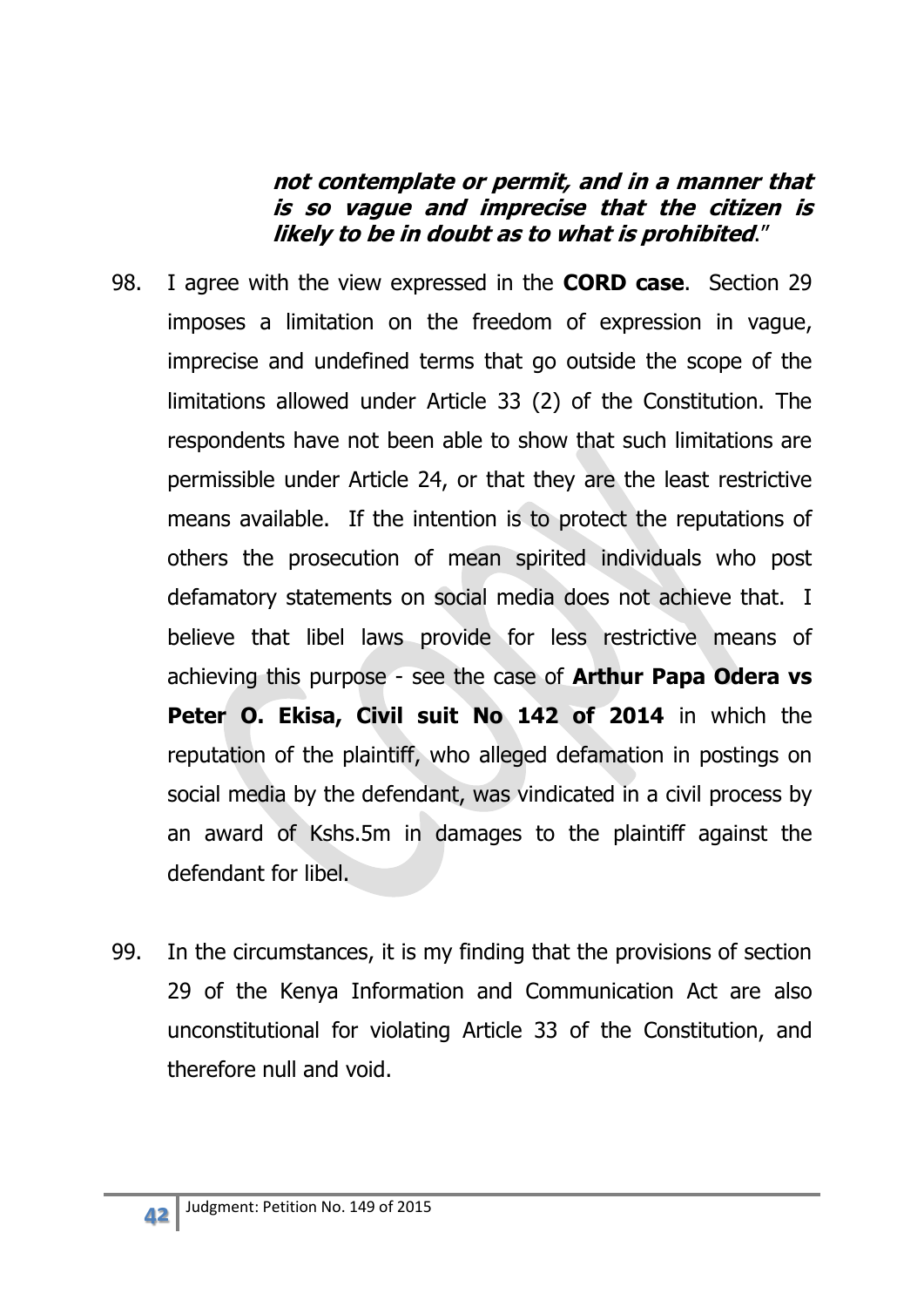> ***not contemplate or permit, and in a manner that is so vague and imprecise that the citizen is likely to be in doubt as to what is prohibited***."

98. I agree with the view expressed in the **CORD case**. Section 29 imposes a limitation on the freedom of expression in vague, imprecise and undefined terms that go outside the scope of the limitations allowed under Article 33 (2) of the Constitution. The respondents have not been able to show that such limitations are permissible under Article 24, or that they are the least restrictive means available. If the intention is to protect the reputations of others the prosecution of mean spirited individuals who post defamatory statements on social media does not achieve that. I believe that libel laws provide for less restrictive means of achieving this purpose - see the case of **Arthur Papa Odera vs Peter O. Ekisa, Civil suit No 142 of 2014** in which the reputation of the plaintiff, who alleged defamation in postings on social media by the defendant, was vindicated in a civil process by an award of Kshs.5m in damages to the plaintiff against the defendant for libel.

99. In the circumstances, it is my finding that the provisions of section 29 of the Kenya Information and Communication Act are also unconstitutional for violating Article 33 of the Constitution, and therefore null and void.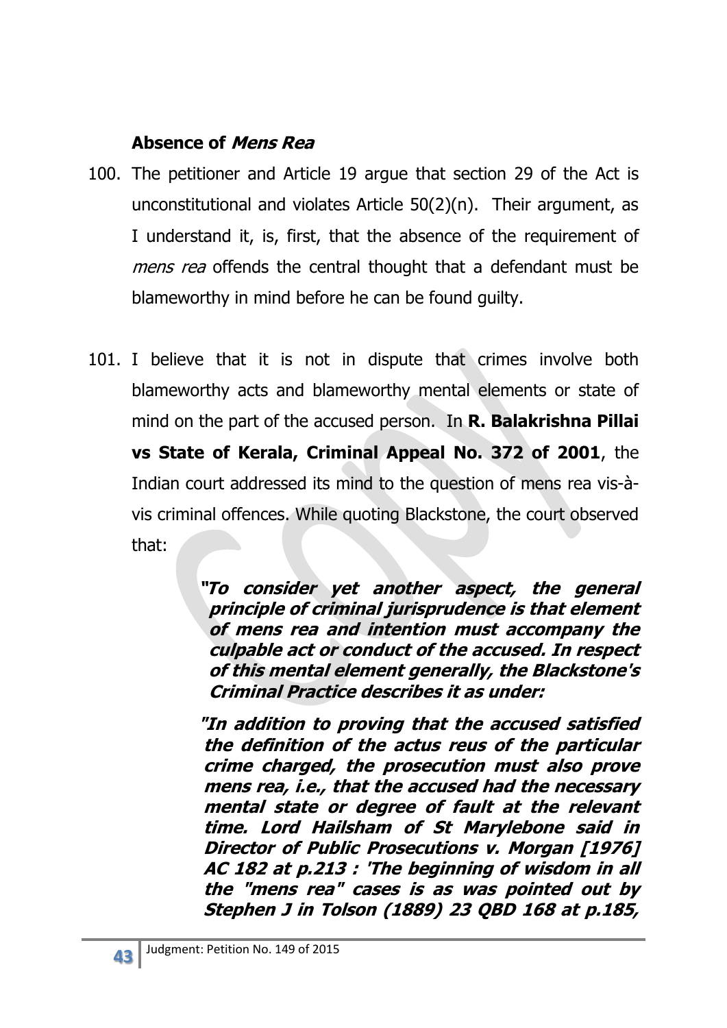### Absence of *Mens Rea*

100. The petitioner and Article 19 argue that section 29 of the Act is unconstitutional and violates Article 50(2)(n). Their argument, as I understand it, is, first, that the absence of the requirement of *mens rea* offends the central thought that a defendant must be blameworthy in mind before he can be found guilty.

101. I believe that it is not in dispute that crimes involve both blameworthy acts and blameworthy mental elements or state of mind on the part of the accused person. In **R. Balakrishna Pillai vs State of Kerala, Criminal Appeal No. 372 of 2001**, the Indian court addressed its mind to the question of mens rea vis-à-vis criminal offences. While quoting Blackstone, the court observed that:

> ***"To consider yet another aspect, the general principle of criminal jurisprudence is that element of mens rea and intention must accompany the culpable act or conduct of the accused. In respect of this mental element generally, the Blackstone's Criminal Practice describes it as under:***
>
> ***"In addition to proving that the accused satisfied the definition of the actus reus of the particular crime charged, the prosecution must also prove mens rea, i.e., that the accused had the necessary mental state or degree of fault at the relevant time. Lord Hailsham of St Marylebone said in Director of Public Prosecutions v. Morgan [1976] AC 182 at p.213 : 'The beginning of wisdom in all the "mens rea" cases is as was pointed out by Stephen J in Tolson (1889) 23 QBD 168 at p.185,***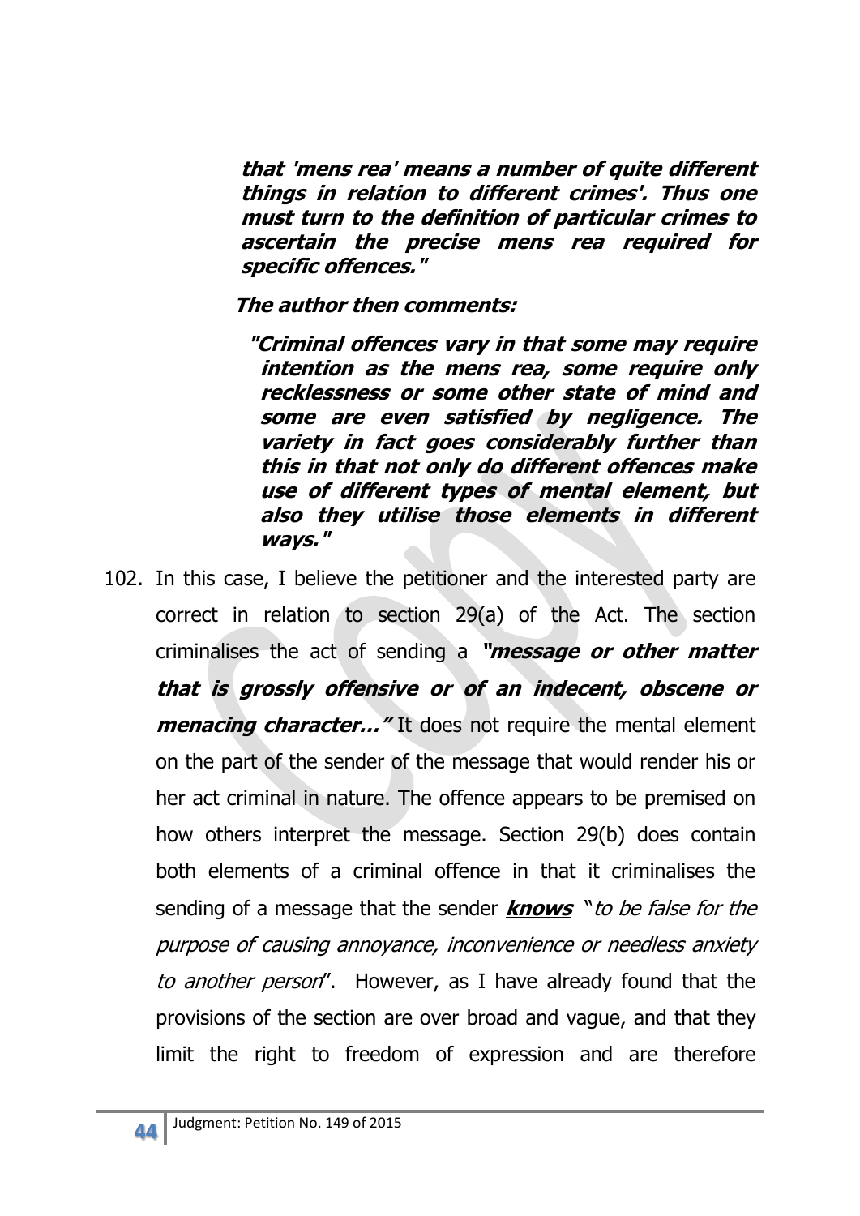> ***that 'mens rea' means a number of quite different things in relation to different crimes'. Thus one must turn to the definition of particular crimes to ascertain the precise mens rea required for specific offences."***
>
> ***The author then comments:***
>
> ***"Criminal offences vary in that some may require intention as the mens rea, some require only recklessness or some other state of mind and some are even satisfied by negligence. The variety in fact goes considerably further than this in that not only do different offences make use of different types of mental element, but also they utilise those elements in different ways."***

102. In this case, I believe the petitioner and the interested party are correct in relation to section 29(a) of the Act. The section criminalises the act of sending a ***"message or other matter that is grossly offensive or of an indecent, obscene or menacing character…"*** It does not require the mental element on the part of the sender of the message that would render his or her act criminal in nature. The offence appears to be premised on how others interpret the message. Section 29(b) does contain both elements of a criminal offence in that it criminalises the sending of a message that the sender ***knows*** "*to be false for the purpose of causing annoyance, inconvenience or needless anxiety to another person*". However, as I have already found that the provisions of the section are over broad and vague, and that they limit the right to freedom of expression and are therefore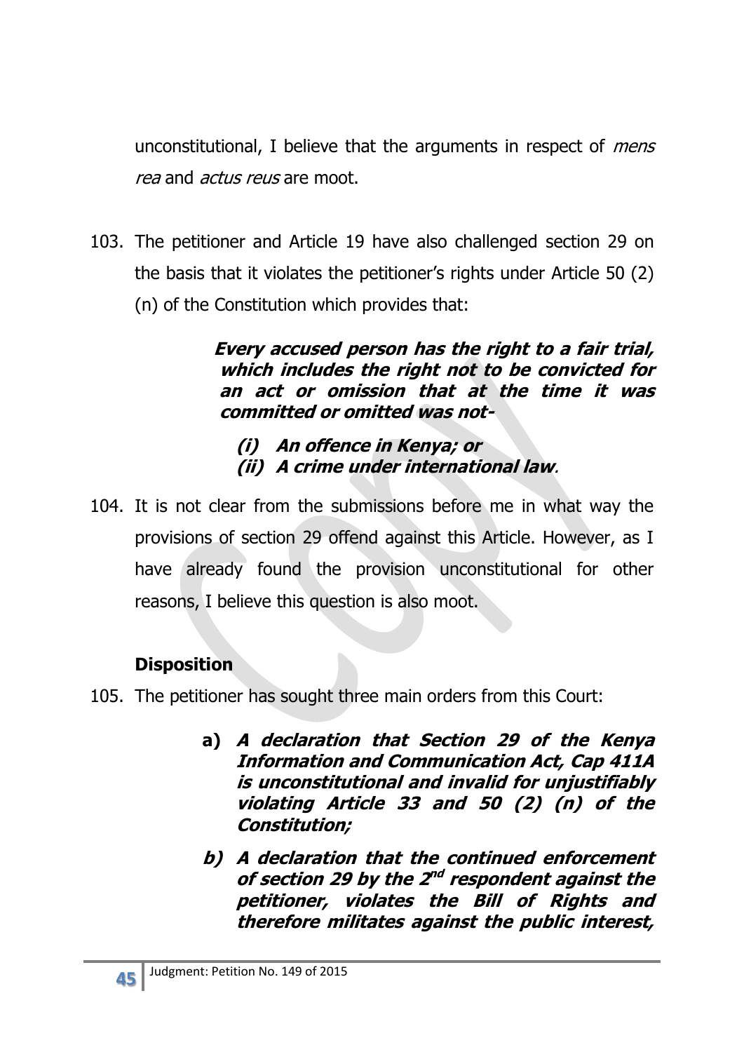unconstitutional, I believe that the arguments in respect of *mens rea* and *actus reus* are moot.

103. The petitioner and Article 19 have also challenged section 29 on the basis that it violates the petitioner's rights under Article 50 (2) (n) of the Constitution which provides that:

> ***Every accused person has the right to a fair trial, which includes the right not to be convicted for an act or omission that at the time it was committed or omitted was not-***
>
> ***(i) An offence in Kenya; or***
> ***(ii) A crime under international law.***

104. It is not clear from the submissions before me in what way the provisions of section 29 offend against this Article. However, as I have already found the provision unconstitutional for other reasons, I believe this question is also moot.

### Disposition

105. The petitioner has sought three main orders from this Court:

> **a)** ***A declaration that Section 29 of the Kenya Information and Communication Act, Cap 411A is unconstitutional and invalid for unjustifiably violating Article 33 and 50 (2) (n) of the Constitution;***
>
> ***b) A declaration that the continued enforcement of section 29 by the 2nd respondent against the petitioner, violates the Bill of Rights and therefore militates against the public interest,***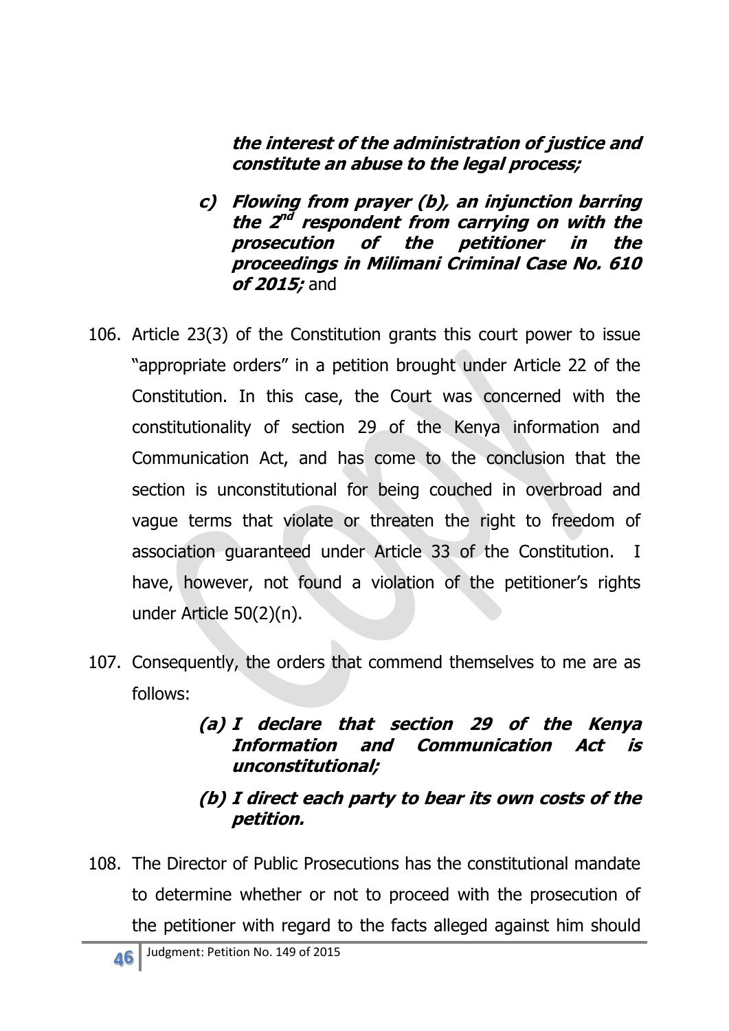***the interest of the administration of justice and constitute an abuse to the legal process;***

***c) Flowing from prayer (b), an injunction barring the 2nd respondent from carrying on with the prosecution of the petitioner in the proceedings in Milimani Criminal Case No. 610 of 2015;*** and

106. Article 23(3) of the Constitution grants this court power to issue "appropriate orders" in a petition brought under Article 22 of the Constitution. In this case, the Court was concerned with the constitutionality of section 29 of the Kenya information and Communication Act, and has come to the conclusion that the section is unconstitutional for being couched in overbroad and vague terms that violate or threaten the right to freedom of association guaranteed under Article 33 of the Constitution. I have, however, not found a violation of the petitioner's rights under Article 50(2)(n).

107. Consequently, the orders that commend themselves to me are as follows:

    ***(a) I declare that section 29 of the Kenya Information and Communication Act is unconstitutional;***

    ***(b) I direct each party to bear its own costs of the petition.***

108. The Director of Public Prosecutions has the constitutional mandate to determine whether or not to proceed with the prosecution of the petitioner with regard to the facts alleged against him should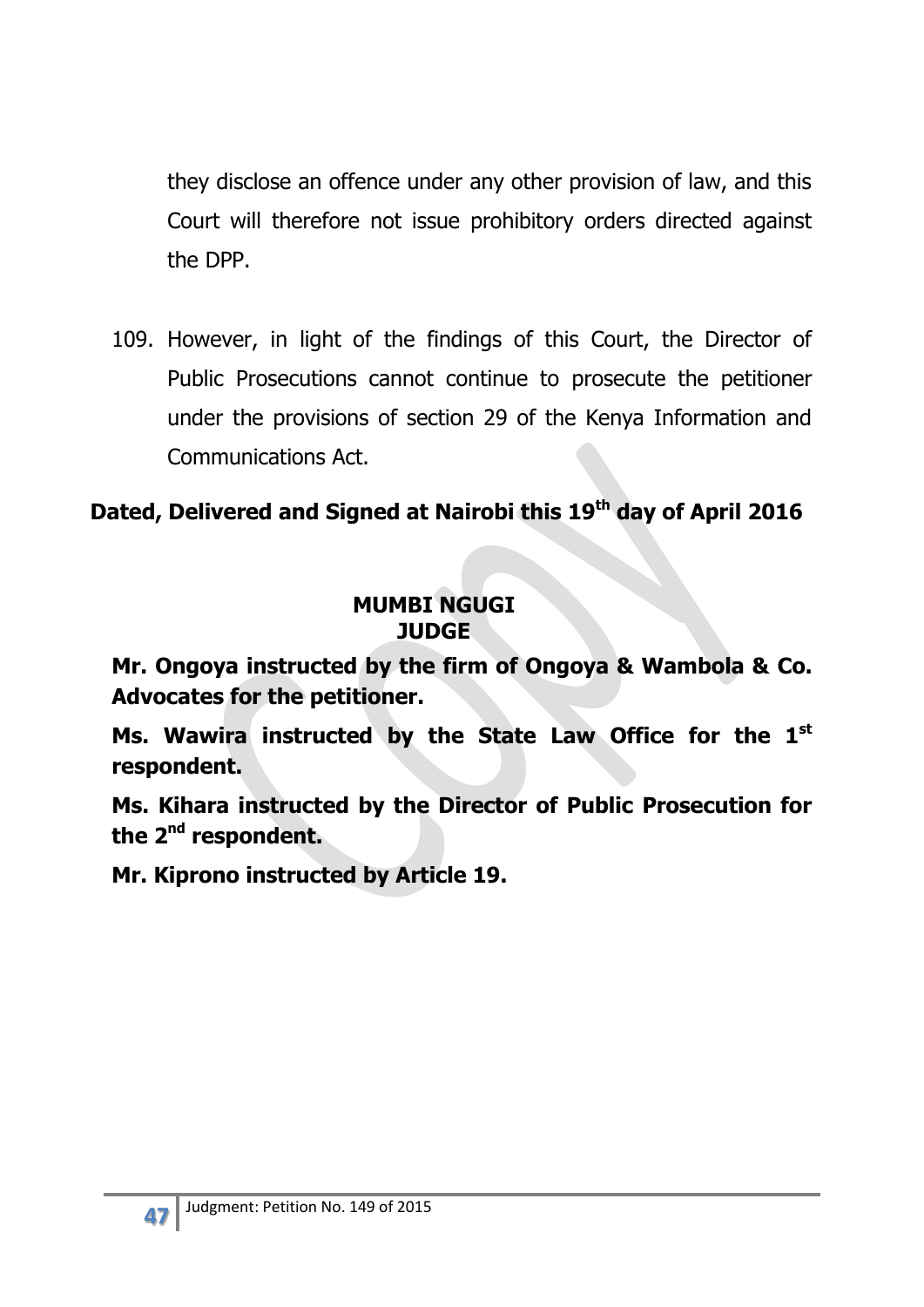they disclose an offence under any other provision of law, and this Court will therefore not issue prohibitory orders directed against the DPP.

109. However, in light of the findings of this Court, the Director of Public Prosecutions cannot continue to prosecute the petitioner under the provisions of section 29 of the Kenya Information and Communications Act.

**Dated, Delivered and Signed at Nairobi this 19th day of April 2016**

**MUMBI NGUGI**
**JUDGE**

**Mr. Ongoya instructed by the firm of Ongoya & Wambola & Co. Advocates for the petitioner.**

**Ms. Wawira instructed by the State Law Office for the 1st respondent.**

**Ms. Kihara instructed by the Director of Public Prosecution for the 2nd respondent.**

**Mr. Kiprono instructed by Article 19.**